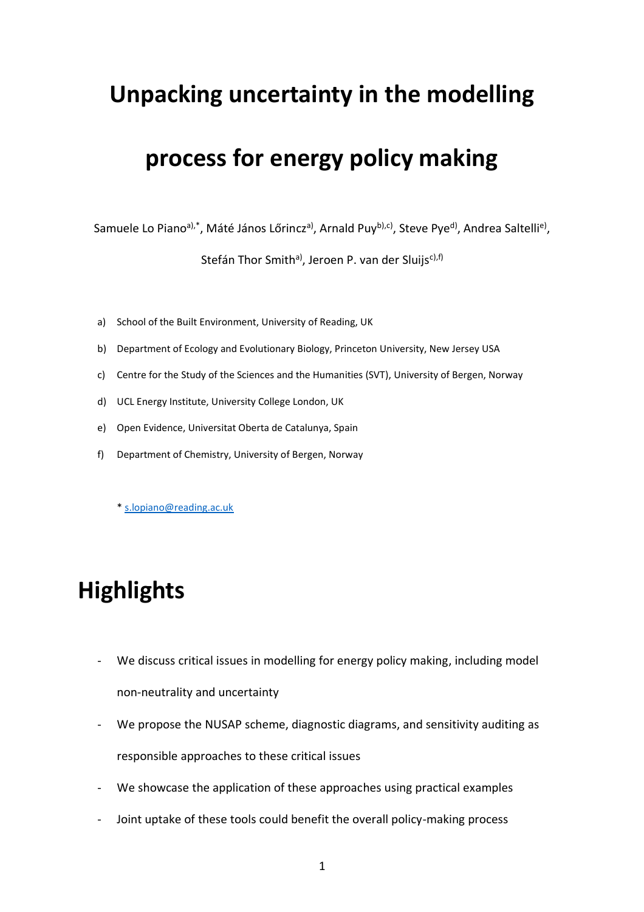# Unpacking uncertainty in the modelling process for energy policy making

Samuele Lo Piano[a),*], Máté János Lőrincz[a)], Arnald Puy[b),c)], Steve Pye[d)], Andrea Saltelli[e)], Stefán Thor Smith[a)], Jeroen P. van der Sluijs[c),f)]

a) School of the Built Environment, University of Reading, UK
b) Department of Ecology and Evolutionary Biology, Princeton University, New Jersey USA
c) Centre for the Study of the Sciences and the Humanities (SVT), University of Bergen, Norway
d) UCL Energy Institute, University College London, UK
e) Open Evidence, Universitat Oberta de Catalunya, Spain
f) Department of Chemistry, University of Bergen, Norway

* s.lopiano@reading.ac.uk

# Highlights

- We discuss critical issues in modelling for energy policy making, including model non-neutrality and uncertainty
- We propose the NUSAP scheme, diagnostic diagrams, and sensitivity auditing as responsible approaches to these critical issues
- We showcase the application of these approaches using practical examples
- Joint uptake of these tools could benefit the overall policy-making process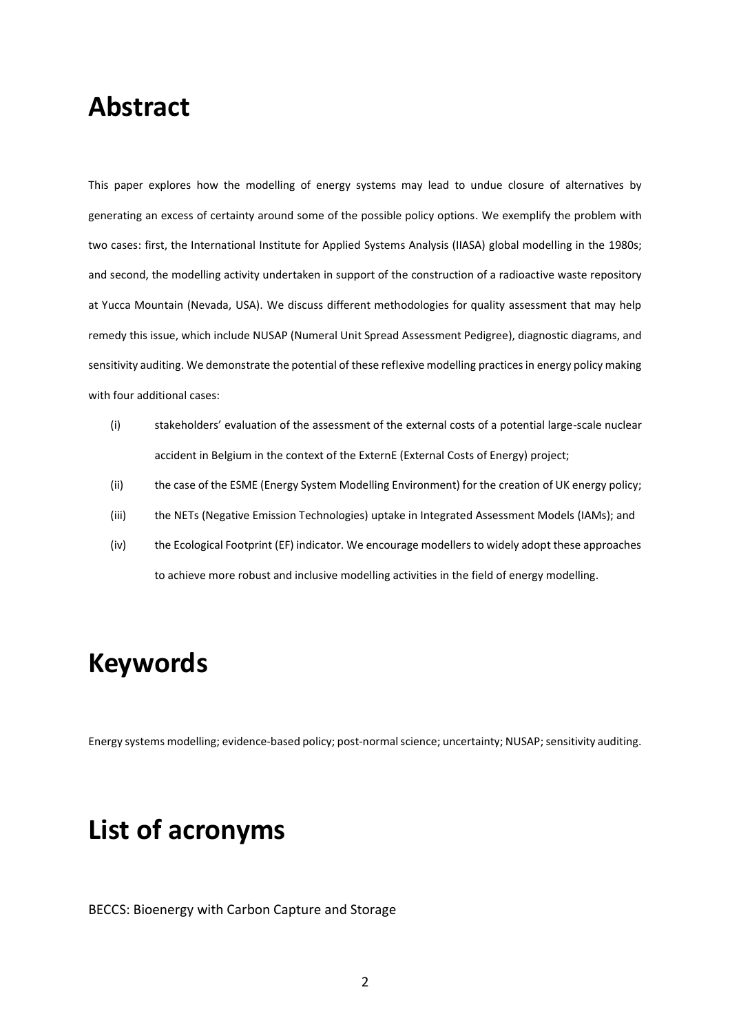# Abstract

This paper explores how the modelling of energy systems may lead to undue closure of alternatives by generating an excess of certainty around some of the possible policy options. We exemplify the problem with two cases: first, the International Institute for Applied Systems Analysis (IIASA) global modelling in the 1980s; and second, the modelling activity undertaken in support of the construction of a radioactive waste repository at Yucca Mountain (Nevada, USA). We discuss different methodologies for quality assessment that may help remedy this issue, which include NUSAP (Numeral Unit Spread Assessment Pedigree), diagnostic diagrams, and sensitivity auditing. We demonstrate the potential of these reflexive modelling practices in energy policy making with four additional cases:

(i) stakeholders' evaluation of the assessment of the external costs of a potential large-scale nuclear accident in Belgium in the context of the ExternE (External Costs of Energy) project;

(ii) the case of the ESME (Energy System Modelling Environment) for the creation of UK energy policy;

(iii) the NETs (Negative Emission Technologies) uptake in Integrated Assessment Models (IAMs); and

(iv) the Ecological Footprint (EF) indicator. We encourage modellers to widely adopt these approaches to achieve more robust and inclusive modelling activities in the field of energy modelling.

# Keywords

Energy systems modelling; evidence-based policy; post-normal science; uncertainty; NUSAP; sensitivity auditing.

# List of acronyms

BECCS: Bioenergy with Carbon Capture and Storage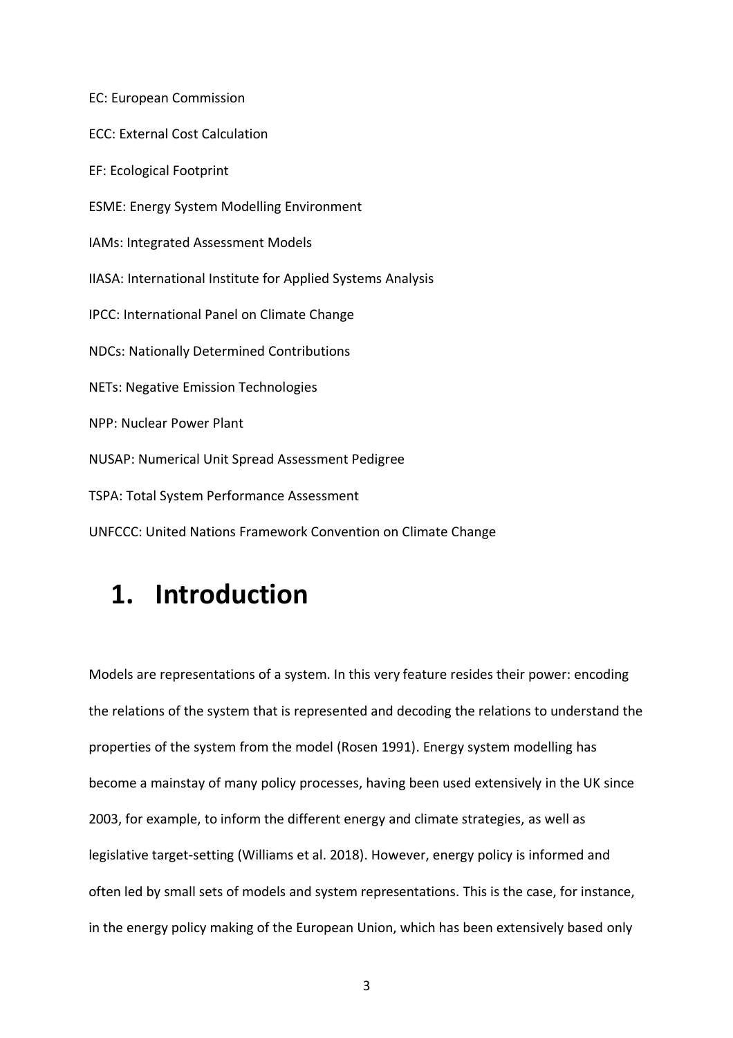EC: European Commission

ECC: External Cost Calculation

EF: Ecological Footprint

ESME: Energy System Modelling Environment

IAMs: Integrated Assessment Models

IIASA: International Institute for Applied Systems Analysis

IPCC: International Panel on Climate Change

NDCs: Nationally Determined Contributions

NETs: Negative Emission Technologies

NPP: Nuclear Power Plant

NUSAP: Numerical Unit Spread Assessment Pedigree

TSPA: Total System Performance Assessment

UNFCCC: United Nations Framework Convention on Climate Change

# 1. Introduction

Models are representations of a system. In this very feature resides their power: encoding the relations of the system that is represented and decoding the relations to understand the properties of the system from the model (Rosen 1991). Energy system modelling has become a mainstay of many policy processes, having been used extensively in the UK since 2003, for example, to inform the different energy and climate strategies, as well as legislative target-setting (Williams et al. 2018). However, energy policy is informed and often led by small sets of models and system representations. This is the case, for instance, in the energy policy making of the European Union, which has been extensively based only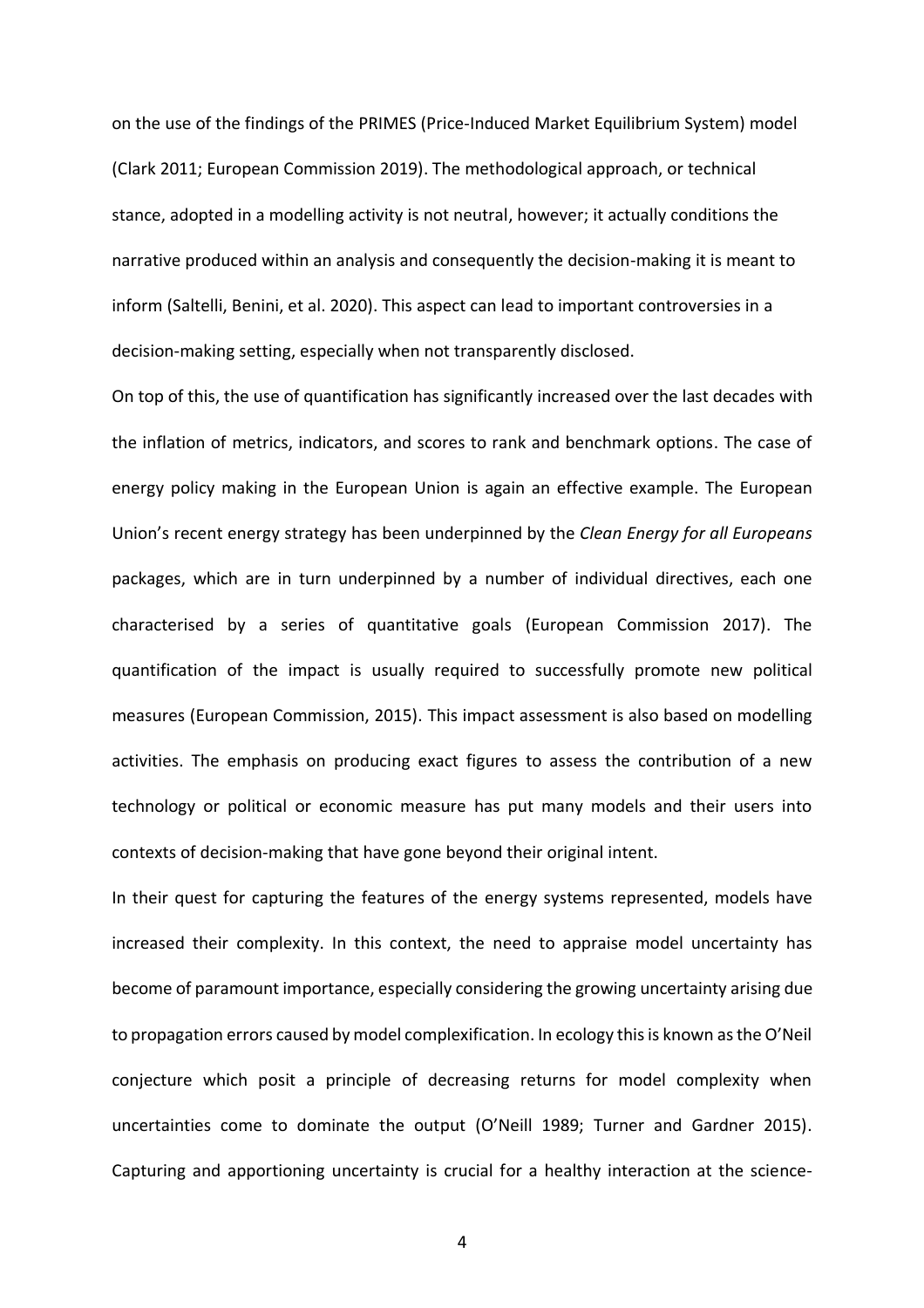on the use of the findings of the PRIMES (Price-Induced Market Equilibrium System) model (Clark 2011; European Commission 2019). The methodological approach, or technical stance, adopted in a modelling activity is not neutral, however; it actually conditions the narrative produced within an analysis and consequently the decision-making it is meant to inform (Saltelli, Benini, et al. 2020). This aspect can lead to important controversies in a decision-making setting, especially when not transparently disclosed.

On top of this, the use of quantification has significantly increased over the last decades with the inflation of metrics, indicators, and scores to rank and benchmark options. The case of energy policy making in the European Union is again an effective example. The European Union's recent energy strategy has been underpinned by the *Clean Energy for all Europeans* packages, which are in turn underpinned by a number of individual directives, each one characterised by a series of quantitative goals (European Commission 2017). The quantification of the impact is usually required to successfully promote new political measures (European Commission, 2015). This impact assessment is also based on modelling activities. The emphasis on producing exact figures to assess the contribution of a new technology or political or economic measure has put many models and their users into contexts of decision-making that have gone beyond their original intent.

In their quest for capturing the features of the energy systems represented, models have increased their complexity. In this context, the need to appraise model uncertainty has become of paramount importance, especially considering the growing uncertainty arising due to propagation errors caused by model complexification. In ecology this is known as the O'Neil conjecture which posit a principle of decreasing returns for model complexity when uncertainties come to dominate the output (O'Neill 1989; Turner and Gardner 2015). Capturing and apportioning uncertainty is crucial for a healthy interaction at the science-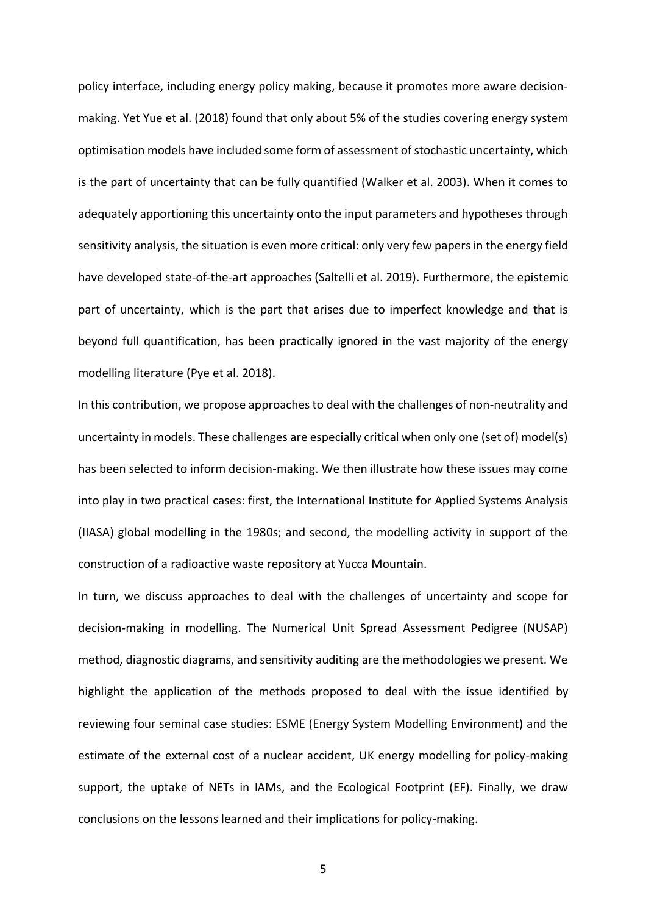policy interface, including energy policy making, because it promotes more aware decision-making. Yet Yue et al. (2018) found that only about 5% of the studies covering energy system optimisation models have included some form of assessment of stochastic uncertainty, which is the part of uncertainty that can be fully quantified (Walker et al. 2003). When it comes to adequately apportioning this uncertainty onto the input parameters and hypotheses through sensitivity analysis, the situation is even more critical: only very few papers in the energy field have developed state-of-the-art approaches (Saltelli et al. 2019). Furthermore, the epistemic part of uncertainty, which is the part that arises due to imperfect knowledge and that is beyond full quantification, has been practically ignored in the vast majority of the energy modelling literature (Pye et al. 2018).

In this contribution, we propose approaches to deal with the challenges of non-neutrality and uncertainty in models. These challenges are especially critical when only one (set of) model(s) has been selected to inform decision-making. We then illustrate how these issues may come into play in two practical cases: first, the International Institute for Applied Systems Analysis (IIASA) global modelling in the 1980s; and second, the modelling activity in support of the construction of a radioactive waste repository at Yucca Mountain.

In turn, we discuss approaches to deal with the challenges of uncertainty and scope for decision-making in modelling. The Numerical Unit Spread Assessment Pedigree (NUSAP) method, diagnostic diagrams, and sensitivity auditing are the methodologies we present. We highlight the application of the methods proposed to deal with the issue identified by reviewing four seminal case studies: ESME (Energy System Modelling Environment) and the estimate of the external cost of a nuclear accident, UK energy modelling for policy-making support, the uptake of NETs in IAMs, and the Ecological Footprint (EF). Finally, we draw conclusions on the lessons learned and their implications for policy-making.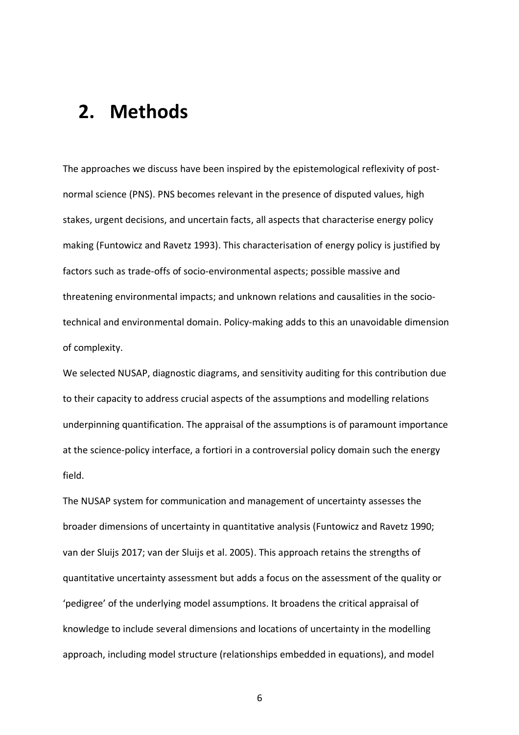# 2. Methods

The approaches we discuss have been inspired by the epistemological reflexivity of post-normal science (PNS). PNS becomes relevant in the presence of disputed values, high stakes, urgent decisions, and uncertain facts, all aspects that characterise energy policy making (Funtowicz and Ravetz 1993). This characterisation of energy policy is justified by factors such as trade-offs of socio-environmental aspects; possible massive and threatening environmental impacts; and unknown relations and causalities in the socio-technical and environmental domain. Policy-making adds to this an unavoidable dimension of complexity.

We selected NUSAP, diagnostic diagrams, and sensitivity auditing for this contribution due to their capacity to address crucial aspects of the assumptions and modelling relations underpinning quantification. The appraisal of the assumptions is of paramount importance at the science-policy interface, a fortiori in a controversial policy domain such the energy field.

The NUSAP system for communication and management of uncertainty assesses the broader dimensions of uncertainty in quantitative analysis (Funtowicz and Ravetz 1990; van der Sluijs 2017; van der Sluijs et al. 2005). This approach retains the strengths of quantitative uncertainty assessment but adds a focus on the assessment of the quality or 'pedigree' of the underlying model assumptions. It broadens the critical appraisal of knowledge to include several dimensions and locations of uncertainty in the modelling approach, including model structure (relationships embedded in equations), and model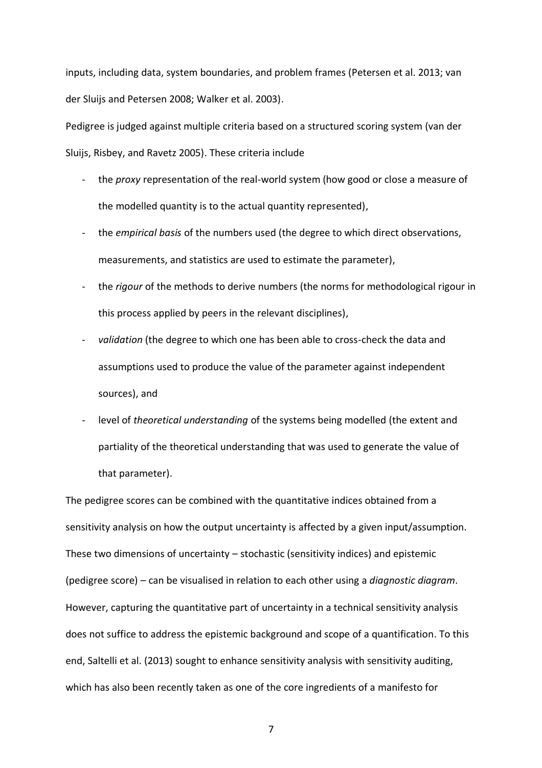inputs, including data, system boundaries, and problem frames (Petersen et al. 2013; van der Sluijs and Petersen 2008; Walker et al. 2003).

Pedigree is judged against multiple criteria based on a structured scoring system (van der Sluijs, Risbey, and Ravetz 2005). These criteria include

- the *proxy* representation of the real-world system (how good or close a measure of the modelled quantity is to the actual quantity represented),
- the *empirical basis* of the numbers used (the degree to which direct observations, measurements, and statistics are used to estimate the parameter),
- the *rigour* of the methods to derive numbers (the norms for methodological rigour in this process applied by peers in the relevant disciplines),
- *validation* (the degree to which one has been able to cross-check the data and assumptions used to produce the value of the parameter against independent sources), and
- level of *theoretical understanding* of the systems being modelled (the extent and partiality of the theoretical understanding that was used to generate the value of that parameter).

The pedigree scores can be combined with the quantitative indices obtained from a sensitivity analysis on how the output uncertainty is affected by a given input/assumption. These two dimensions of uncertainty – stochastic (sensitivity indices) and epistemic (pedigree score) – can be visualised in relation to each other using a *diagnostic diagram*. However, capturing the quantitative part of uncertainty in a technical sensitivity analysis does not suffice to address the epistemic background and scope of a quantification. To this end, Saltelli et al. (2013) sought to enhance sensitivity analysis with sensitivity auditing, which has also been recently taken as one of the core ingredients of a manifesto for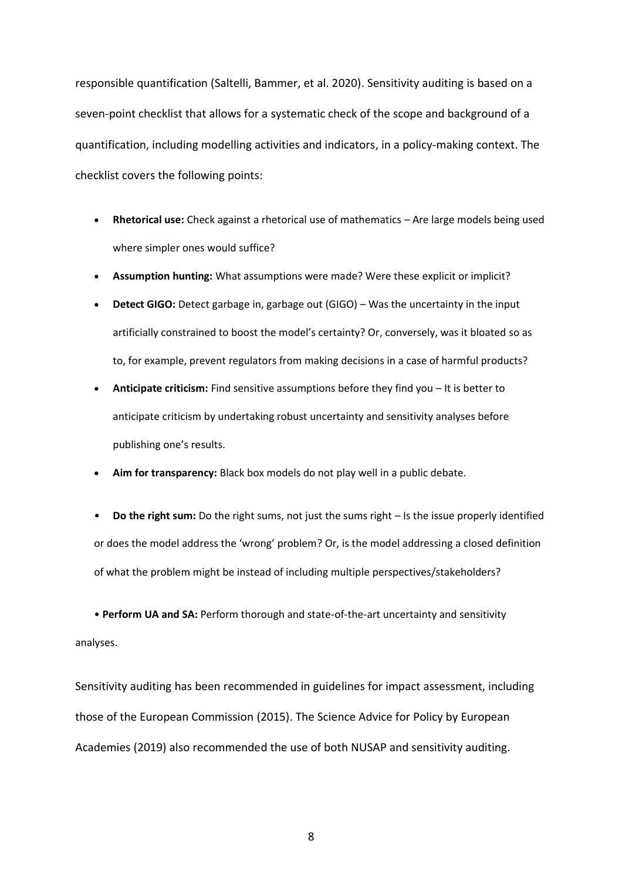responsible quantification (Saltelli, Bammer, et al. 2020). Sensitivity auditing is based on a seven-point checklist that allows for a systematic check of the scope and background of a quantification, including modelling activities and indicators, in a policy-making context. The checklist covers the following points:

- **Rhetorical use:** Check against a rhetorical use of mathematics – Are large models being used where simpler ones would suffice?
- **Assumption hunting:** What assumptions were made? Were these explicit or implicit?
- **Detect GIGO:** Detect garbage in, garbage out (GIGO) – Was the uncertainty in the input artificially constrained to boost the model's certainty? Or, conversely, was it bloated so as to, for example, prevent regulators from making decisions in a case of harmful products?
- **Anticipate criticism:** Find sensitive assumptions before they find you – It is better to anticipate criticism by undertaking robust uncertainty and sensitivity analyses before publishing one's results.
- **Aim for transparency:** Black box models do not play well in a public debate.
- **Do the right sum:** Do the right sums, not just the sums right – Is the issue properly identified or does the model address the 'wrong' problem? Or, is the model addressing a closed definition of what the problem might be instead of including multiple perspectives/stakeholders?
- **Perform UA and SA:** Perform thorough and state-of-the-art uncertainty and sensitivity analyses.

Sensitivity auditing has been recommended in guidelines for impact assessment, including those of the European Commission (2015). The Science Advice for Policy by European Academies (2019) also recommended the use of both NUSAP and sensitivity auditing.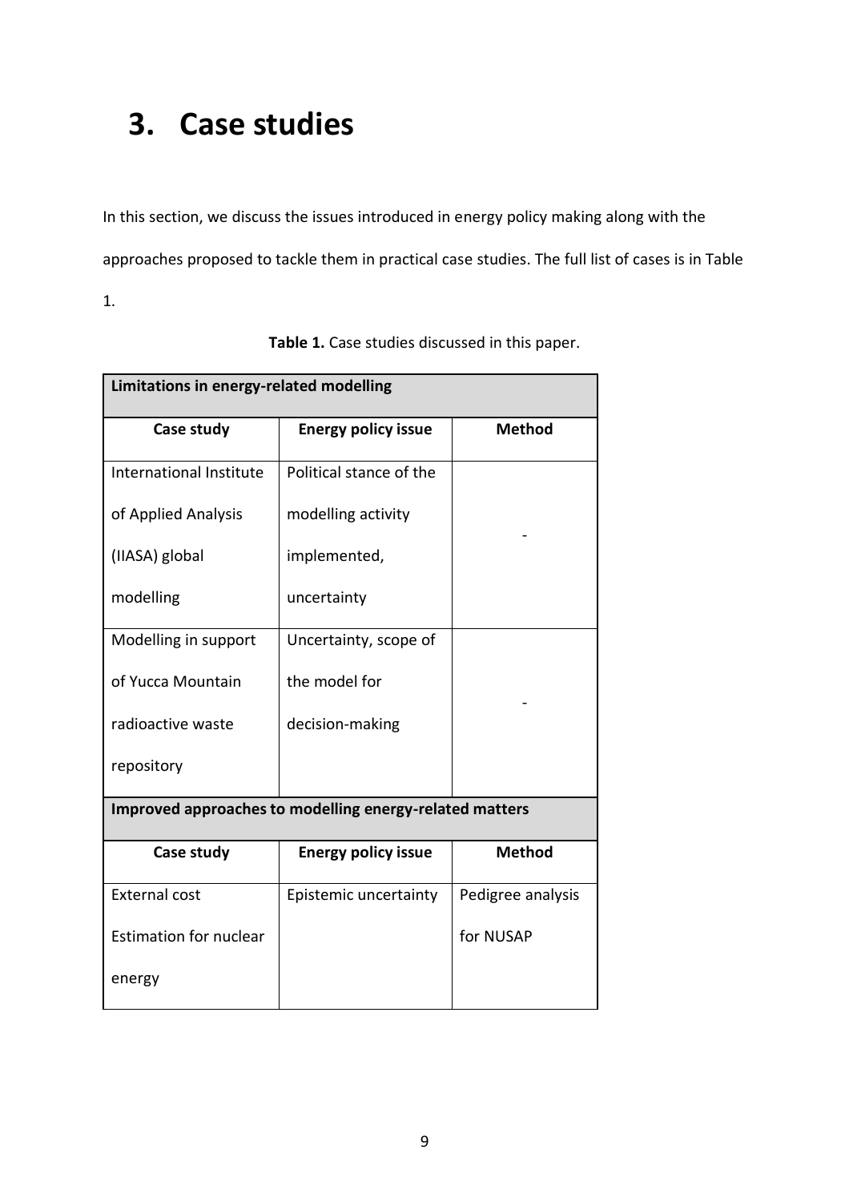# 3. Case studies

In this section, we discuss the issues introduced in energy policy making along with the approaches proposed to tackle them in practical case studies. The full list of cases is in Table 1.

**Table 1.** Case studies discussed in this paper.

| **Limitations in energy-related modelling** | | |
|---|---|---|
| **Case study** | **Energy policy issue** | **Method** |
| International Institute of Applied Analysis (IIASA) global modelling | Political stance of the modelling activity implemented, uncertainty | - |
| Modelling in support of Yucca Mountain radioactive waste repository | Uncertainty, scope of the model for decision-making | - |
| **Improved approaches to modelling energy-related matters** | | |
| **Case study** | **Energy policy issue** | **Method** |
| External cost Estimation for nuclear energy | Epistemic uncertainty | Pedigree analysis for NUSAP |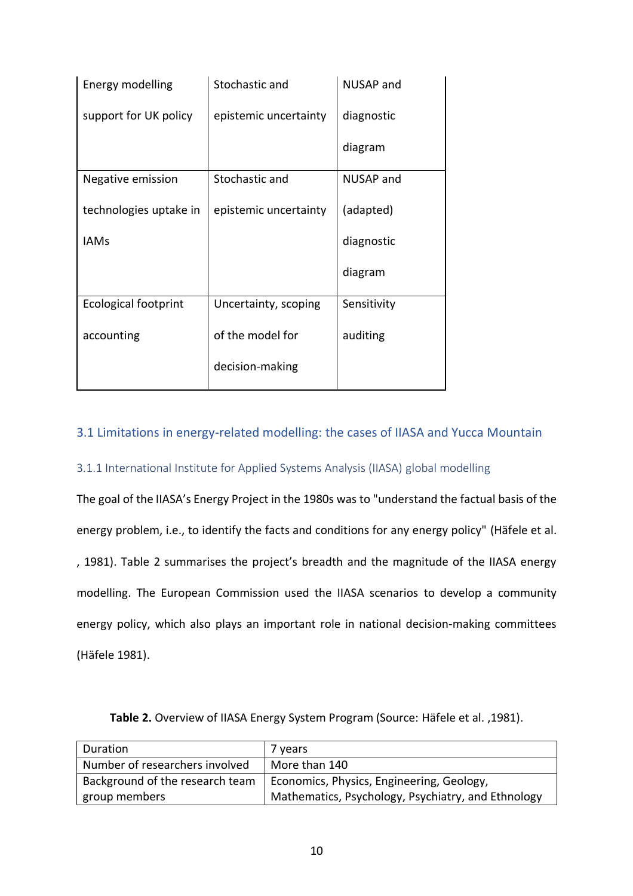| | | |
|---|---|---|
| Energy modelling support for UK policy | Stochastic and epistemic uncertainty | NUSAP and diagnostic diagram |
| Negative emission technologies uptake in IAMs | Stochastic and epistemic uncertainty | NUSAP and (adapted) diagnostic diagram |
| Ecological footprint accounting | Uncertainty, scoping of the model for decision-making | Sensitivity auditing |

## 3.1 Limitations in energy-related modelling: the cases of IIASA and Yucca Mountain

### 3.1.1 International Institute for Applied Systems Analysis (IIASA) global modelling

The goal of the IIASA's Energy Project in the 1980s was to "understand the factual basis of the energy problem, i.e., to identify the facts and conditions for any energy policy" (Häfele et al. , 1981). Table 2 summarises the project's breadth and the magnitude of the IIASA energy modelling. The European Commission used the IIASA scenarios to develop a community energy policy, which also plays an important role in national decision-making committees (Häfele 1981).

**Table 2.** Overview of IIASA Energy System Program (Source: Häfele et al. ,1981).

| | |
|---|---|
| Duration | 7 years |
| Number of researchers involved | More than 140 |
| Background of the research team group members | Economics, Physics, Engineering, Geology, Mathematics, Psychology, Psychiatry, and Ethnology |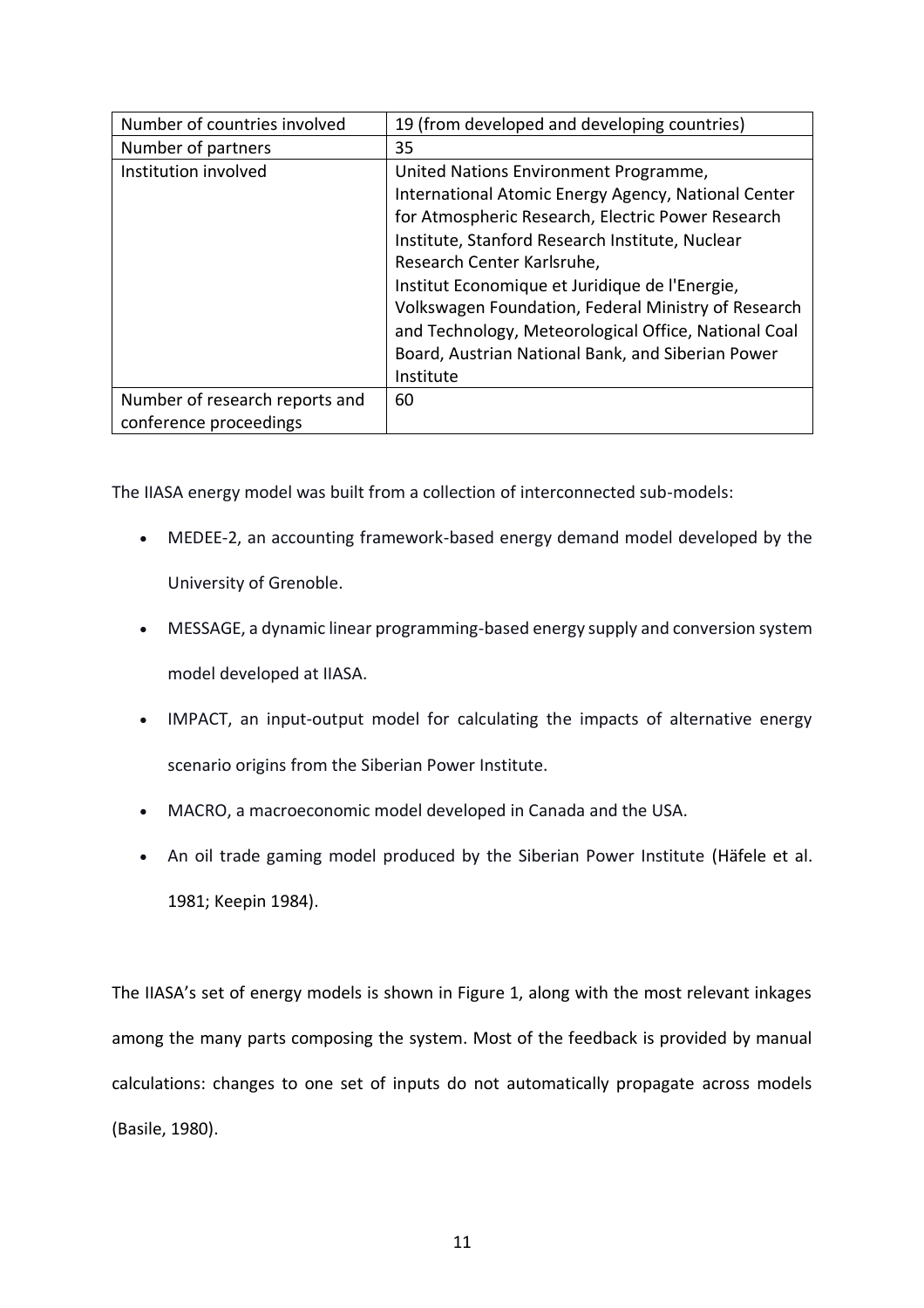| Number of countries involved | 19 (from developed and developing countries) |
|---|---|
| Number of partners | 35 |
| Institution involved | United Nations Environment Programme, International Atomic Energy Agency, National Center for Atmospheric Research, Electric Power Research Institute, Stanford Research Institute, Nuclear Research Center Karlsruhe, Institut Economique et Juridique de l'Energie, Volkswagen Foundation, Federal Ministry of Research and Technology, Meteorological Office, National Coal Board, Austrian National Bank, and Siberian Power Institute |
| Number of research reports and conference proceedings | 60 |

The IIASA energy model was built from a collection of interconnected sub-models:

- MEDEE-2, an accounting framework-based energy demand model developed by the University of Grenoble.
- MESSAGE, a dynamic linear programming-based energy supply and conversion system model developed at IIASA.
- IMPACT, an input-output model for calculating the impacts of alternative energy scenario origins from the Siberian Power Institute.
- MACRO, a macroeconomic model developed in Canada and the USA.
- An oil trade gaming model produced by the Siberian Power Institute (Häfele et al. 1981; Keepin 1984).

The IIASA's set of energy models is shown in Figure 1, along with the most relevant inkages among the many parts composing the system. Most of the feedback is provided by manual calculations: changes to one set of inputs do not automatically propagate across models (Basile, 1980).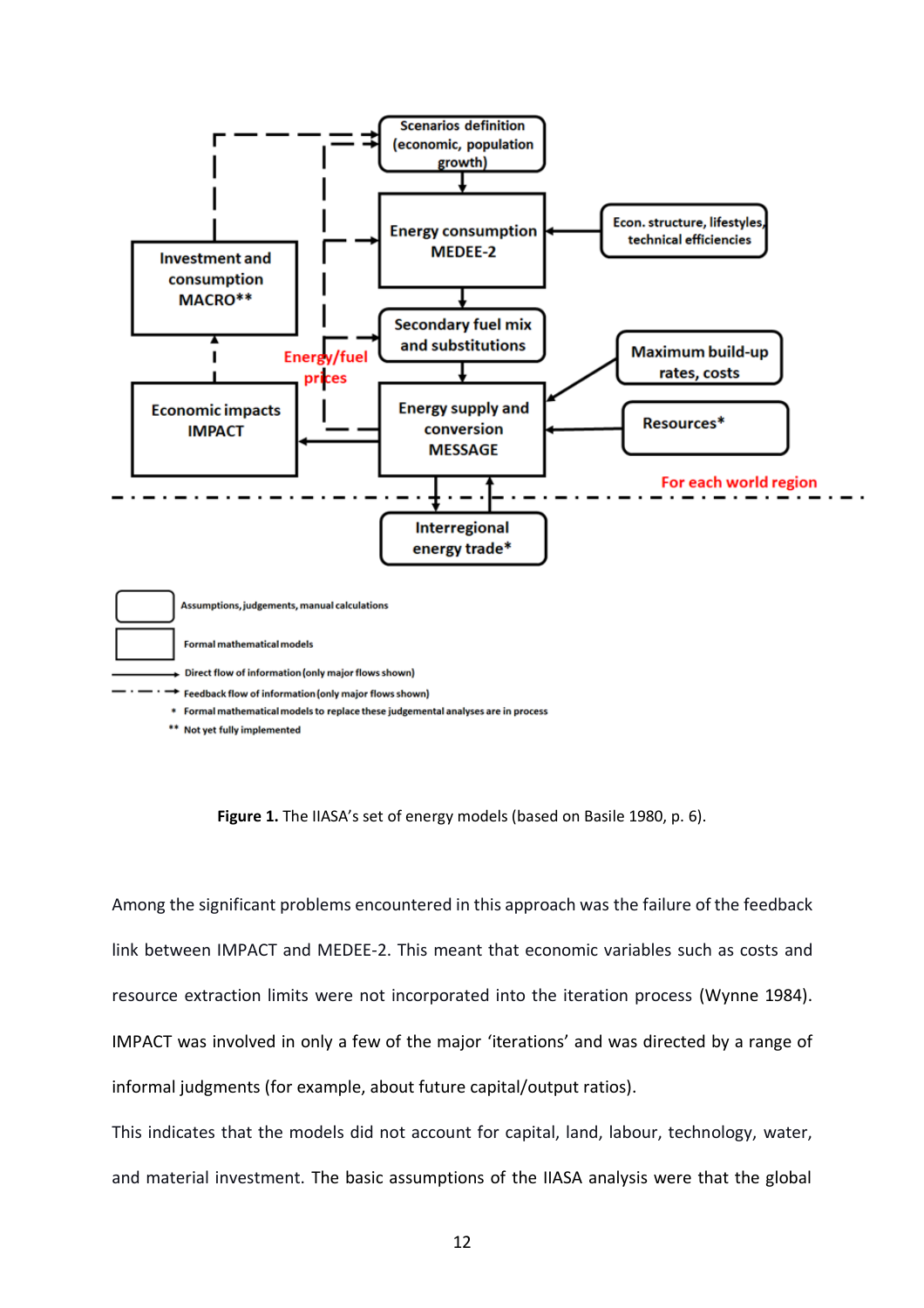**Figure 1.** The IIASA's set of energy models (based on Basile 1980, p. 6).

Among the significant problems encountered in this approach was the failure of the feedback link between IMPACT and MEDEE-2. This meant that economic variables such as costs and resource extraction limits were not incorporated into the iteration process (Wynne 1984). IMPACT was involved in only a few of the major 'iterations' and was directed by a range of informal judgments (for example, about future capital/output ratios).

This indicates that the models did not account for capital, land, labour, technology, water, and material investment. The basic assumptions of the IIASA analysis were that the global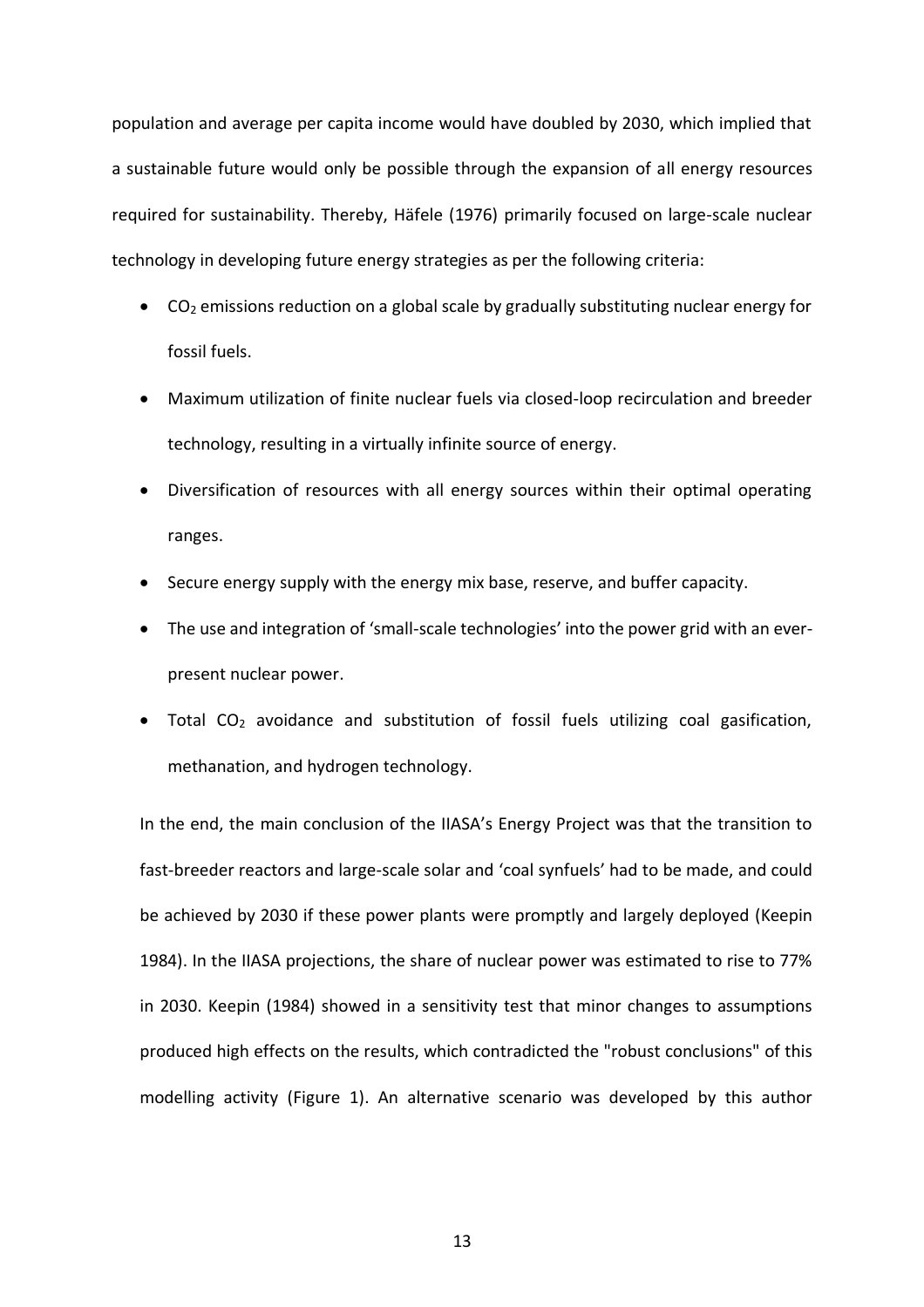population and average per capita income would have doubled by 2030, which implied that a sustainable future would only be possible through the expansion of all energy resources required for sustainability. Thereby, Häfele (1976) primarily focused on large-scale nuclear technology in developing future energy strategies as per the following criteria:

- $CO_2$ emissions reduction on a global scale by gradually substituting nuclear energy for fossil fuels.
- Maximum utilization of finite nuclear fuels via closed-loop recirculation and breeder technology, resulting in a virtually infinite source of energy.
- Diversification of resources with all energy sources within their optimal operating ranges.
- Secure energy supply with the energy mix base, reserve, and buffer capacity.
- The use and integration of 'small-scale technologies' into the power grid with an ever-present nuclear power.
- Total $CO_2$ avoidance and substitution of fossil fuels utilizing coal gasification, methanation, and hydrogen technology.

In the end, the main conclusion of the IIASA's Energy Project was that the transition to fast-breeder reactors and large-scale solar and 'coal synfuels' had to be made, and could be achieved by 2030 if these power plants were promptly and largely deployed (Keepin 1984). In the IIASA projections, the share of nuclear power was estimated to rise to 77% in 2030. Keepin (1984) showed in a sensitivity test that minor changes to assumptions produced high effects on the results, which contradicted the "robust conclusions" of this modelling activity (Figure 1). An alternative scenario was developed by this author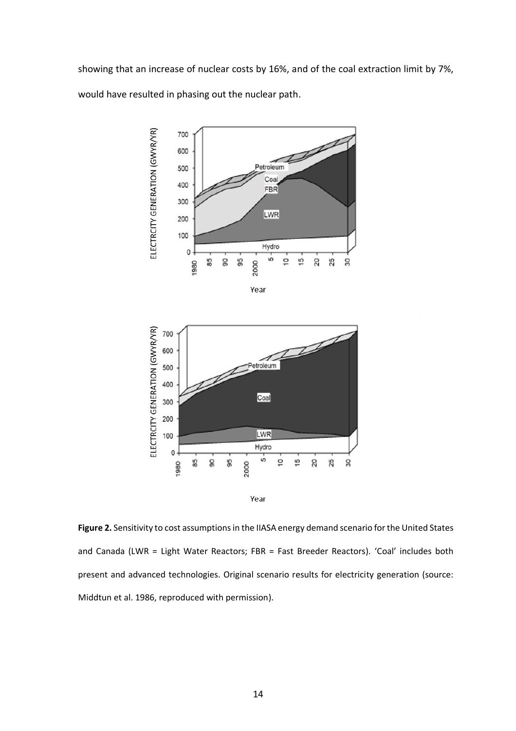showing that an increase of nuclear costs by 16%, and of the coal extraction limit by 7%, would have resulted in phasing out the nuclear path.

**Figure 2.** Sensitivity to cost assumptions in the IIASA energy demand scenario for the United States and Canada (LWR = Light Water Reactors; FBR = Fast Breeder Reactors). 'Coal' includes both present and advanced technologies. Original scenario results for electricity generation (source: Middtun et al. 1986, reproduced with permission).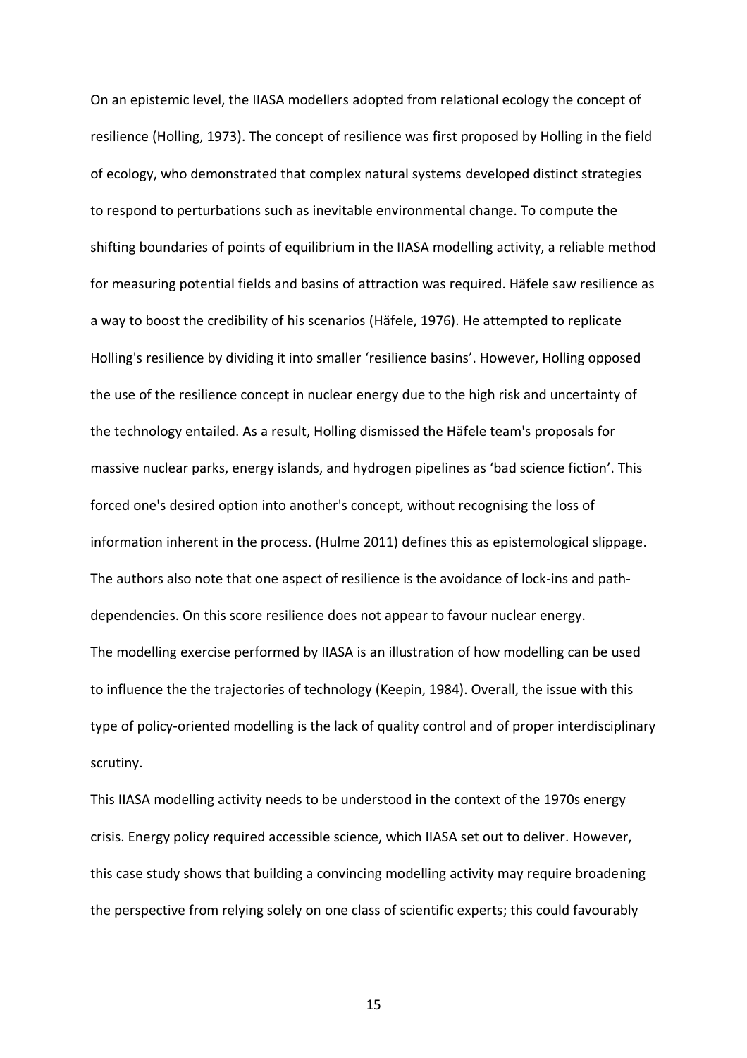On an epistemic level, the IIASA modellers adopted from relational ecology the concept of resilience (Holling, 1973). The concept of resilience was first proposed by Holling in the field of ecology, who demonstrated that complex natural systems developed distinct strategies to respond to perturbations such as inevitable environmental change. To compute the shifting boundaries of points of equilibrium in the IIASA modelling activity, a reliable method for measuring potential fields and basins of attraction was required. Häfele saw resilience as a way to boost the credibility of his scenarios (Häfele, 1976). He attempted to replicate Holling's resilience by dividing it into smaller 'resilience basins'. However, Holling opposed the use of the resilience concept in nuclear energy due to the high risk and uncertainty of the technology entailed. As a result, Holling dismissed the Häfele team's proposals for massive nuclear parks, energy islands, and hydrogen pipelines as 'bad science fiction'. This forced one's desired option into another's concept, without recognising the loss of information inherent in the process. (Hulme 2011) defines this as epistemological slippage. The authors also note that one aspect of resilience is the avoidance of lock-ins and path-dependencies. On this score resilience does not appear to favour nuclear energy.

The modelling exercise performed by IIASA is an illustration of how modelling can be used to influence the the trajectories of technology (Keepin, 1984). Overall, the issue with this type of policy-oriented modelling is the lack of quality control and of proper interdisciplinary scrutiny.

This IIASA modelling activity needs to be understood in the context of the 1970s energy crisis. Energy policy required accessible science, which IIASA set out to deliver. However, this case study shows that building a convincing modelling activity may require broadening the perspective from relying solely on one class of scientific experts; this could favourably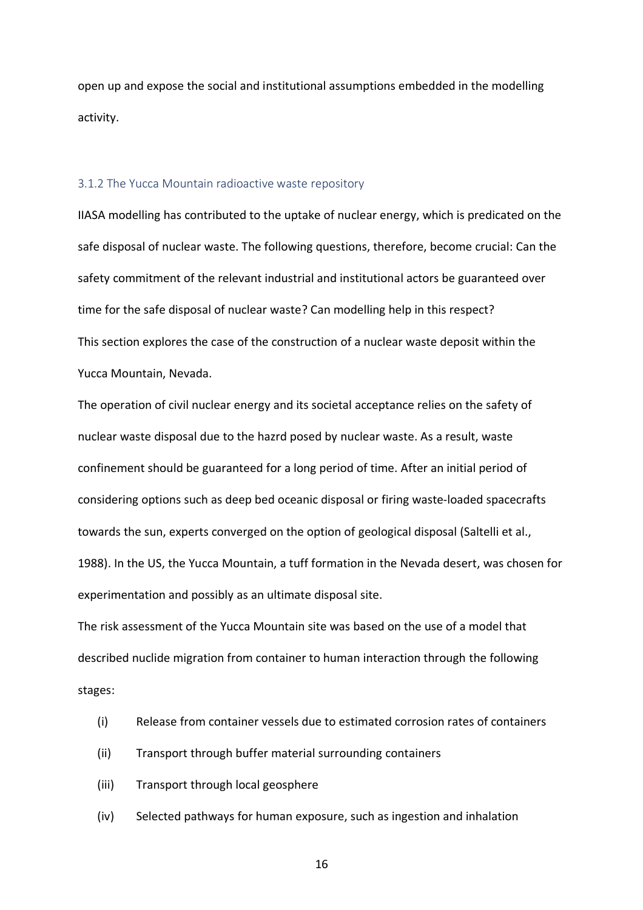open up and expose the social and institutional assumptions embedded in the modelling activity.

### 3.1.2 The Yucca Mountain radioactive waste repository

IIASA modelling has contributed to the uptake of nuclear energy, which is predicated on the safe disposal of nuclear waste. The following questions, therefore, become crucial: Can the safety commitment of the relevant industrial and institutional actors be guaranteed over time for the safe disposal of nuclear waste? Can modelling help in this respect?

This section explores the case of the construction of a nuclear waste deposit within the Yucca Mountain, Nevada.

The operation of civil nuclear energy and its societal acceptance relies on the safety of nuclear waste disposal due to the hazrd posed by nuclear waste. As a result, waste confinement should be guaranteed for a long period of time. After an initial period of considering options such as deep bed oceanic disposal or firing waste-loaded spacecrafts towards the sun, experts converged on the option of geological disposal (Saltelli et al., 1988). In the US, the Yucca Mountain, a tuff formation in the Nevada desert, was chosen for experimentation and possibly as an ultimate disposal site.

The risk assessment of the Yucca Mountain site was based on the use of a model that described nuclide migration from container to human interaction through the following stages:

(i) Release from container vessels due to estimated corrosion rates of containers

(ii) Transport through buffer material surrounding containers

(iii) Transport through local geosphere

(iv) Selected pathways for human exposure, such as ingestion and inhalation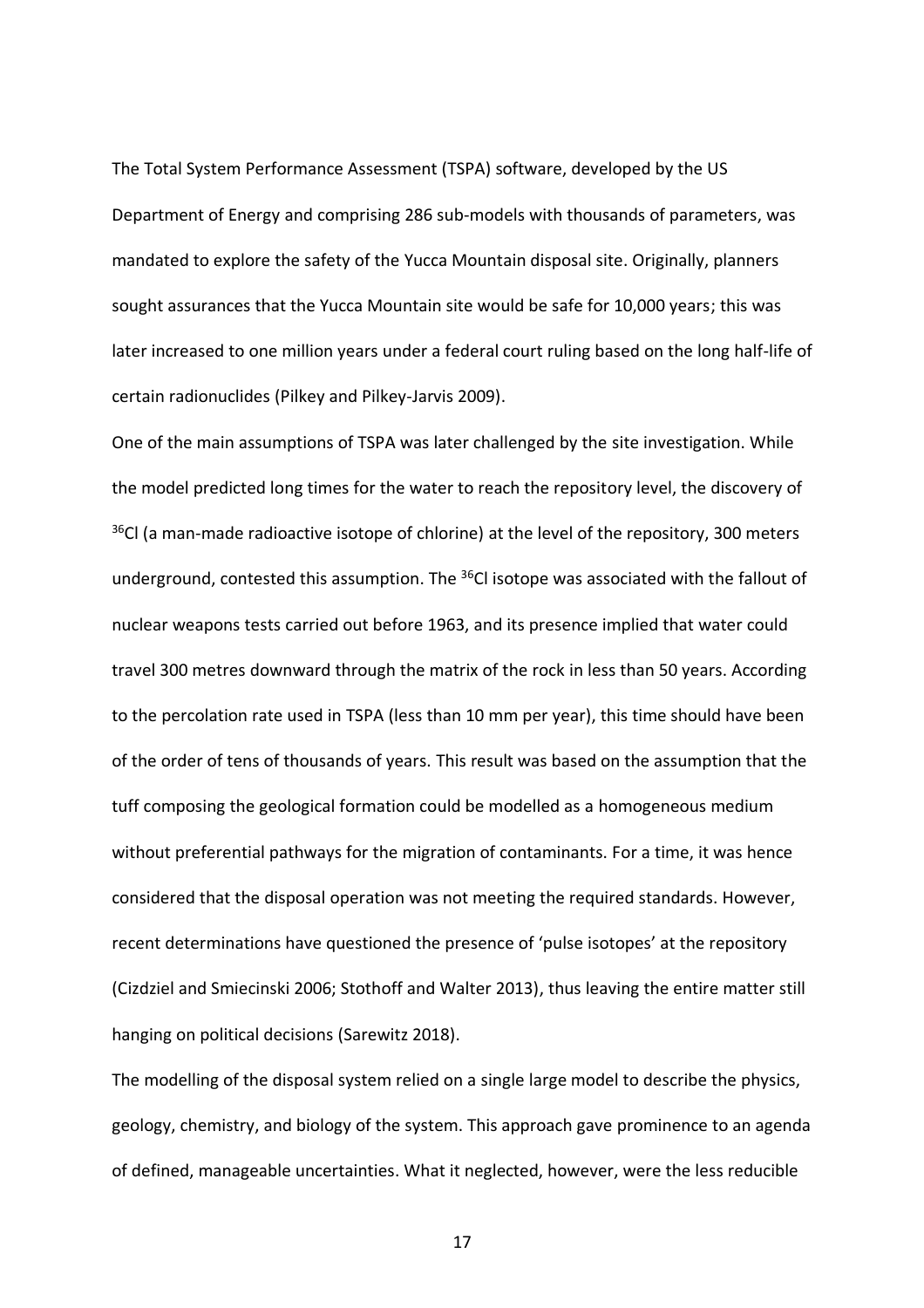The Total System Performance Assessment (TSPA) software, developed by the US Department of Energy and comprising 286 sub-models with thousands of parameters, was mandated to explore the safety of the Yucca Mountain disposal site. Originally, planners sought assurances that the Yucca Mountain site would be safe for 10,000 years; this was later increased to one million years under a federal court ruling based on the long half-life of certain radionuclides (Pilkey and Pilkey-Jarvis 2009).

One of the main assumptions of TSPA was later challenged by the site investigation. While the model predicted long times for the water to reach the repository level, the discovery of $^{36}$Cl (a man-made radioactive isotope of chlorine) at the level of the repository, 300 meters underground, contested this assumption. The $^{36}$Cl isotope was associated with the fallout of nuclear weapons tests carried out before 1963, and its presence implied that water could travel 300 metres downward through the matrix of the rock in less than 50 years. According to the percolation rate used in TSPA (less than 10 mm per year), this time should have been of the order of tens of thousands of years. This result was based on the assumption that the tuff composing the geological formation could be modelled as a homogeneous medium without preferential pathways for the migration of contaminants. For a time, it was hence considered that the disposal operation was not meeting the required standards. However, recent determinations have questioned the presence of 'pulse isotopes' at the repository (Cizdziel and Smiecinski 2006; Stothoff and Walter 2013), thus leaving the entire matter still hanging on political decisions (Sarewitz 2018).

The modelling of the disposal system relied on a single large model to describe the physics, geology, chemistry, and biology of the system. This approach gave prominence to an agenda of defined, manageable uncertainties. What it neglected, however, were the less reducible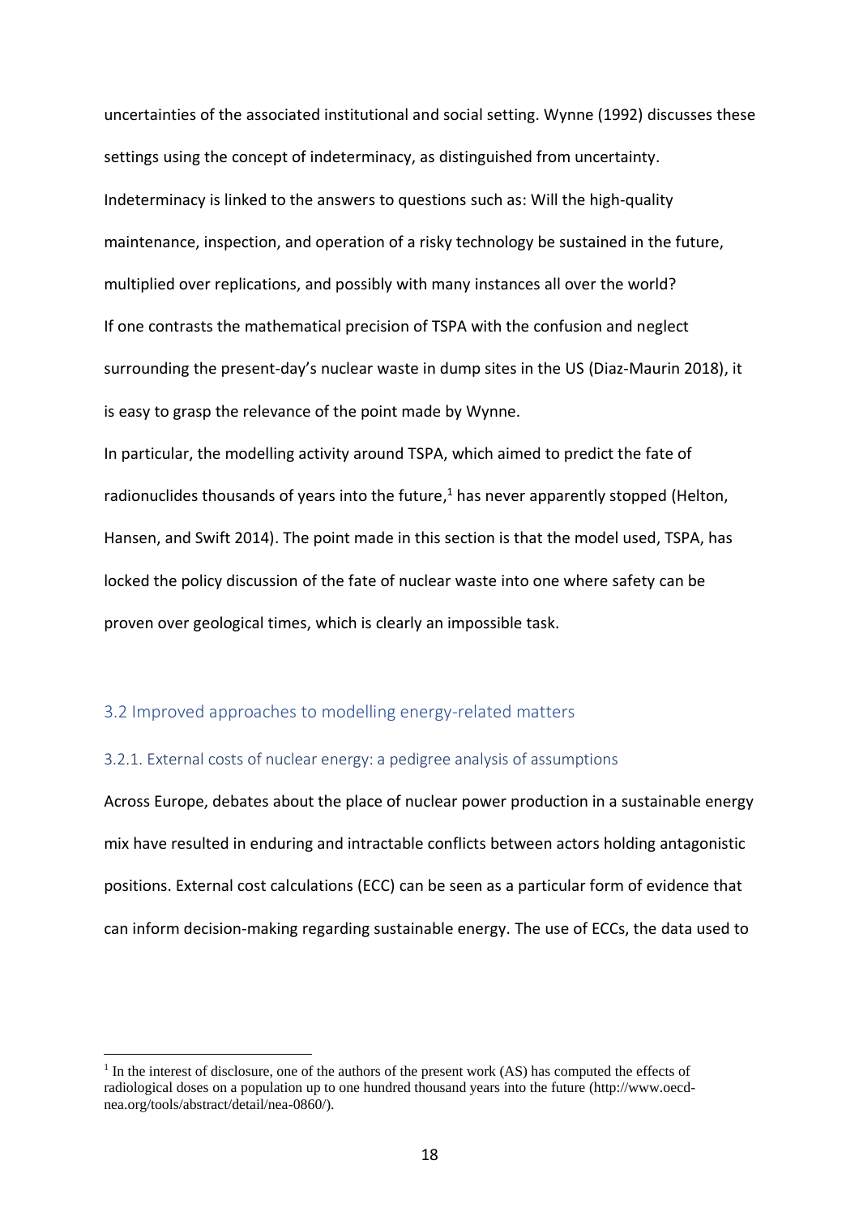uncertainties of the associated institutional and social setting. Wynne (1992) discusses these settings using the concept of indeterminacy, as distinguished from uncertainty. Indeterminacy is linked to the answers to questions such as: Will the high-quality maintenance, inspection, and operation of a risky technology be sustained in the future, multiplied over replications, and possibly with many instances all over the world?

If one contrasts the mathematical precision of TSPA with the confusion and neglect surrounding the present-day's nuclear waste in dump sites in the US (Diaz-Maurin 2018), it is easy to grasp the relevance of the point made by Wynne.

In particular, the modelling activity around TSPA, which aimed to predict the fate of radionuclides thousands of years into the future,[1] has never apparently stopped (Helton, Hansen, and Swift 2014). The point made in this section is that the model used, TSPA, has locked the policy discussion of the fate of nuclear waste into one where safety can be proven over geological times, which is clearly an impossible task.

## 3.2 Improved approaches to modelling energy-related matters

### 3.2.1. External costs of nuclear energy: a pedigree analysis of assumptions

Across Europe, debates about the place of nuclear power production in a sustainable energy mix have resulted in enduring and intractable conflicts between actors holding antagonistic positions. External cost calculations (ECC) can be seen as a particular form of evidence that can inform decision-making regarding sustainable energy. The use of ECCs, the data used to

---

[1] In the interest of disclosure, one of the authors of the present work (AS) has computed the effects of radiological doses on a population up to one hundred thousand years into the future (http://www.oecd-nea.org/tools/abstract/detail/nea-0860/).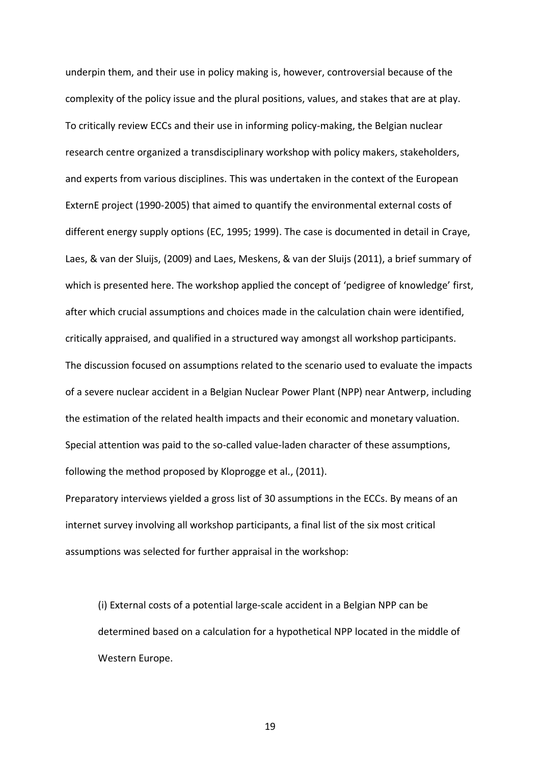underpin them, and their use in policy making is, however, controversial because of the complexity of the policy issue and the plural positions, values, and stakes that are at play. To critically review ECCs and their use in informing policy-making, the Belgian nuclear research centre organized a transdisciplinary workshop with policy makers, stakeholders, and experts from various disciplines. This was undertaken in the context of the European ExternE project (1990-2005) that aimed to quantify the environmental external costs of different energy supply options (EC, 1995; 1999). The case is documented in detail in Craye, Laes, & van der Sluijs, (2009) and Laes, Meskens, & van der Sluijs (2011), a brief summary of which is presented here. The workshop applied the concept of 'pedigree of knowledge' first, after which crucial assumptions and choices made in the calculation chain were identified, critically appraised, and qualified in a structured way amongst all workshop participants. The discussion focused on assumptions related to the scenario used to evaluate the impacts of a severe nuclear accident in a Belgian Nuclear Power Plant (NPP) near Antwerp, including the estimation of the related health impacts and their economic and monetary valuation. Special attention was paid to the so-called value-laden character of these assumptions, following the method proposed by Kloprogge et al., (2011).

Preparatory interviews yielded a gross list of 30 assumptions in the ECCs. By means of an internet survey involving all workshop participants, a final list of the six most critical assumptions was selected for further appraisal in the workshop:

(i) External costs of a potential large-scale accident in a Belgian NPP can be determined based on a calculation for a hypothetical NPP located in the middle of Western Europe.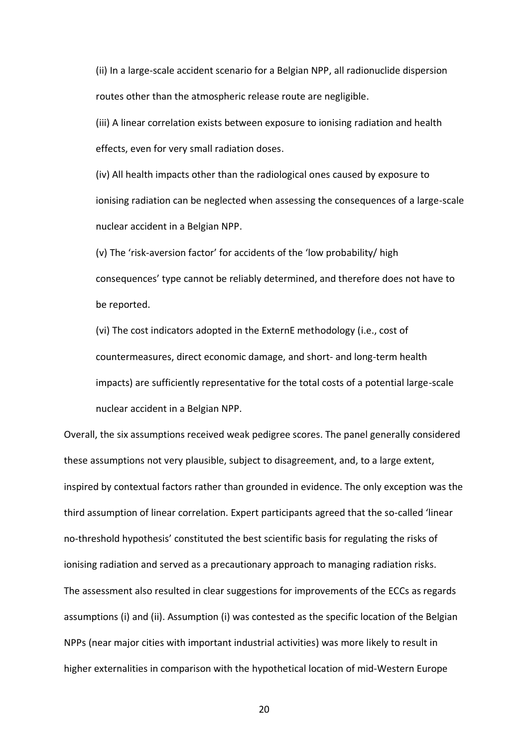(ii) In a large-scale accident scenario for a Belgian NPP, all radionuclide dispersion routes other than the atmospheric release route are negligible.

(iii) A linear correlation exists between exposure to ionising radiation and health effects, even for very small radiation doses.

(iv) All health impacts other than the radiological ones caused by exposure to ionising radiation can be neglected when assessing the consequences of a large-scale nuclear accident in a Belgian NPP.

(v) The 'risk-aversion factor' for accidents of the 'low probability/ high consequences' type cannot be reliably determined, and therefore does not have to be reported.

(vi) The cost indicators adopted in the ExternE methodology (i.e., cost of countermeasures, direct economic damage, and short- and long-term health impacts) are sufficiently representative for the total costs of a potential large-scale nuclear accident in a Belgian NPP.

Overall, the six assumptions received weak pedigree scores. The panel generally considered these assumptions not very plausible, subject to disagreement, and, to a large extent, inspired by contextual factors rather than grounded in evidence. The only exception was the third assumption of linear correlation. Expert participants agreed that the so-called 'linear no-threshold hypothesis' constituted the best scientific basis for regulating the risks of ionising radiation and served as a precautionary approach to managing radiation risks. The assessment also resulted in clear suggestions for improvements of the ECCs as regards assumptions (i) and (ii). Assumption (i) was contested as the specific location of the Belgian NPPs (near major cities with important industrial activities) was more likely to result in higher externalities in comparison with the hypothetical location of mid-Western Europe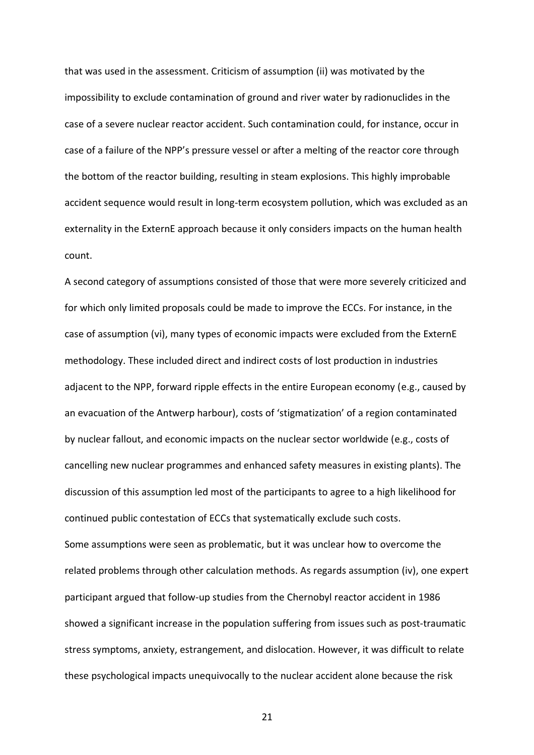that was used in the assessment. Criticism of assumption (ii) was motivated by the impossibility to exclude contamination of ground and river water by radionuclides in the case of a severe nuclear reactor accident. Such contamination could, for instance, occur in case of a failure of the NPP's pressure vessel or after a melting of the reactor core through the bottom of the reactor building, resulting in steam explosions. This highly improbable accident sequence would result in long-term ecosystem pollution, which was excluded as an externality in the ExternE approach because it only considers impacts on the human health count.

A second category of assumptions consisted of those that were more severely criticized and for which only limited proposals could be made to improve the ECCs. For instance, in the case of assumption (vi), many types of economic impacts were excluded from the ExternE methodology. These included direct and indirect costs of lost production in industries adjacent to the NPP, forward ripple effects in the entire European economy (e.g., caused by an evacuation of the Antwerp harbour), costs of 'stigmatization' of a region contaminated by nuclear fallout, and economic impacts on the nuclear sector worldwide (e.g., costs of cancelling new nuclear programmes and enhanced safety measures in existing plants). The discussion of this assumption led most of the participants to agree to a high likelihood for continued public contestation of ECCs that systematically exclude such costs.

Some assumptions were seen as problematic, but it was unclear how to overcome the related problems through other calculation methods. As regards assumption (iv), one expert participant argued that follow-up studies from the Chernobyl reactor accident in 1986 showed a significant increase in the population suffering from issues such as post-traumatic stress symptoms, anxiety, estrangement, and dislocation. However, it was difficult to relate these psychological impacts unequivocally to the nuclear accident alone because the risk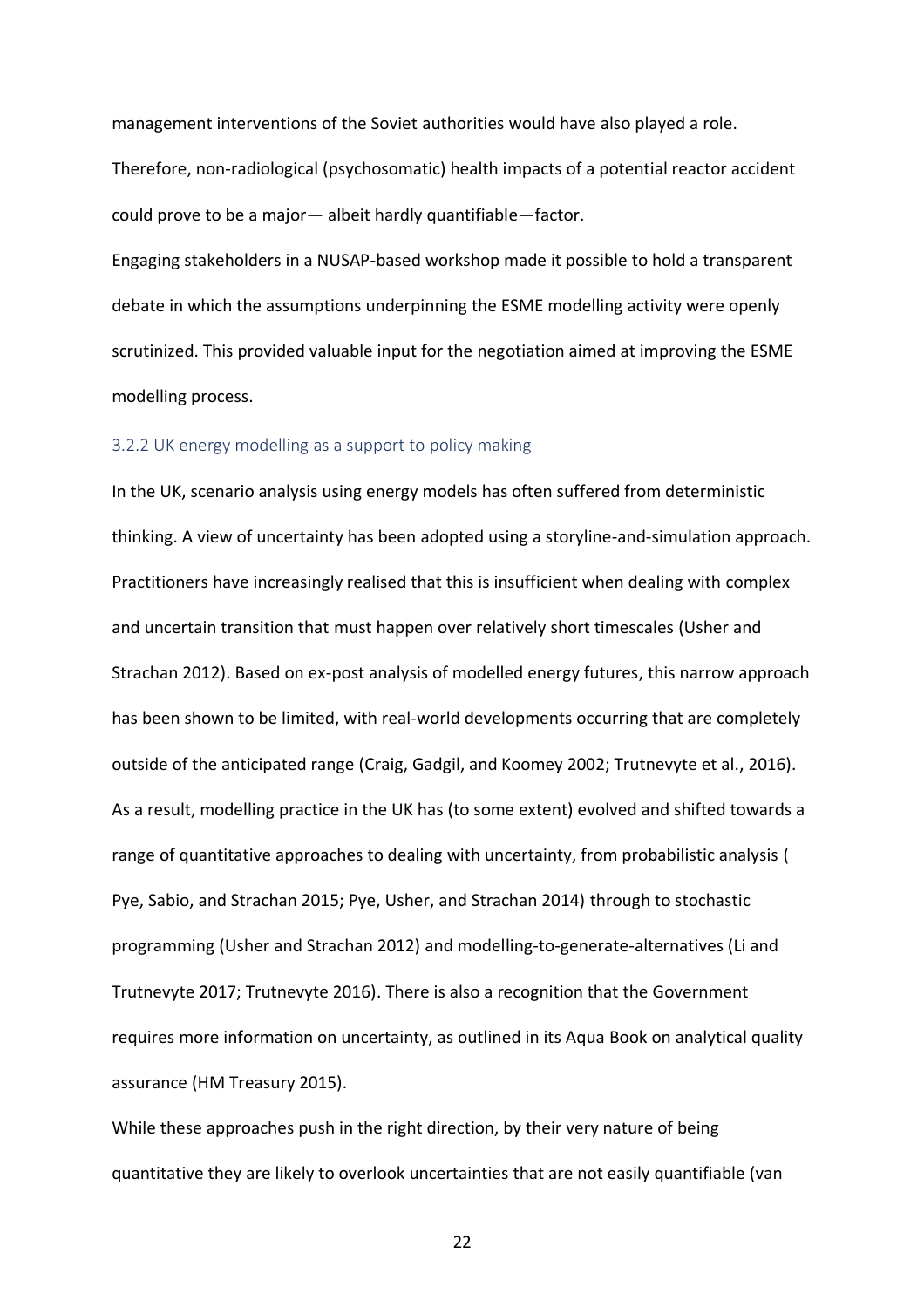management interventions of the Soviet authorities would have also played a role. Therefore, non-radiological (psychosomatic) health impacts of a potential reactor accident could prove to be a major— albeit hardly quantifiable—factor.

Engaging stakeholders in a NUSAP-based workshop made it possible to hold a transparent debate in which the assumptions underpinning the ESME modelling activity were openly scrutinized. This provided valuable input for the negotiation aimed at improving the ESME modelling process.

### 3.2.2 UK energy modelling as a support to policy making

In the UK, scenario analysis using energy models has often suffered from deterministic thinking. A view of uncertainty has been adopted using a storyline-and-simulation approach. Practitioners have increasingly realised that this is insufficient when dealing with complex and uncertain transition that must happen over relatively short timescales (Usher and Strachan 2012). Based on ex-post analysis of modelled energy futures, this narrow approach has been shown to be limited, with real-world developments occurring that are completely outside of the anticipated range (Craig, Gadgil, and Koomey 2002; Trutnevyte et al., 2016). As a result, modelling practice in the UK has (to some extent) evolved and shifted towards a range of quantitative approaches to dealing with uncertainty, from probabilistic analysis ( Pye, Sabio, and Strachan 2015; Pye, Usher, and Strachan 2014) through to stochastic programming (Usher and Strachan 2012) and modelling-to-generate-alternatives (Li and Trutnevyte 2017; Trutnevyte 2016). There is also a recognition that the Government requires more information on uncertainty, as outlined in its Aqua Book on analytical quality assurance (HM Treasury 2015).

While these approaches push in the right direction, by their very nature of being quantitative they are likely to overlook uncertainties that are not easily quantifiable (van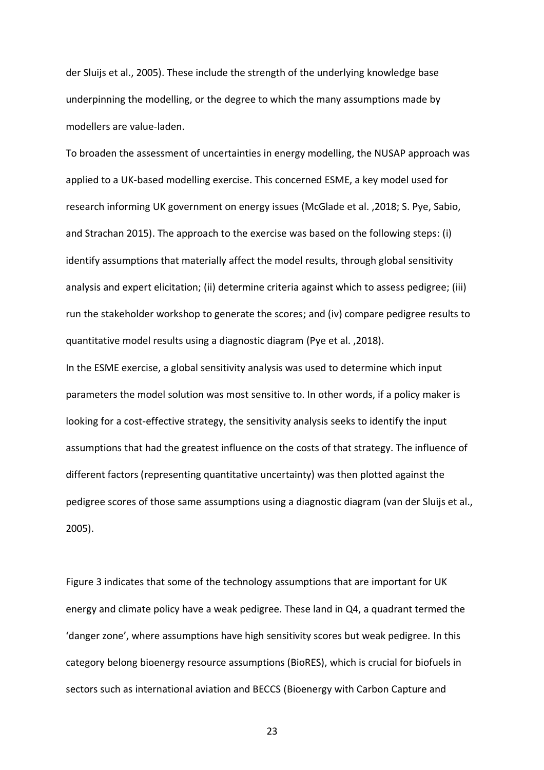der Sluijs et al., 2005). These include the strength of the underlying knowledge base underpinning the modelling, or the degree to which the many assumptions made by modellers are value-laden.

To broaden the assessment of uncertainties in energy modelling, the NUSAP approach was applied to a UK-based modelling exercise. This concerned ESME, a key model used for research informing UK government on energy issues (McGlade et al. ,2018; S. Pye, Sabio, and Strachan 2015). The approach to the exercise was based on the following steps: (i) identify assumptions that materially affect the model results, through global sensitivity analysis and expert elicitation; (ii) determine criteria against which to assess pedigree; (iii) run the stakeholder workshop to generate the scores; and (iv) compare pedigree results to quantitative model results using a diagnostic diagram (Pye et al. ,2018).

In the ESME exercise, a global sensitivity analysis was used to determine which input parameters the model solution was most sensitive to. In other words, if a policy maker is looking for a cost-effective strategy, the sensitivity analysis seeks to identify the input assumptions that had the greatest influence on the costs of that strategy. The influence of different factors (representing quantitative uncertainty) was then plotted against the pedigree scores of those same assumptions using a diagnostic diagram (van der Sluijs et al., 2005).

Figure 3 indicates that some of the technology assumptions that are important for UK energy and climate policy have a weak pedigree. These land in Q4, a quadrant termed the 'danger zone', where assumptions have high sensitivity scores but weak pedigree. In this category belong bioenergy resource assumptions (BioRES), which is crucial for biofuels in sectors such as international aviation and BECCS (Bioenergy with Carbon Capture and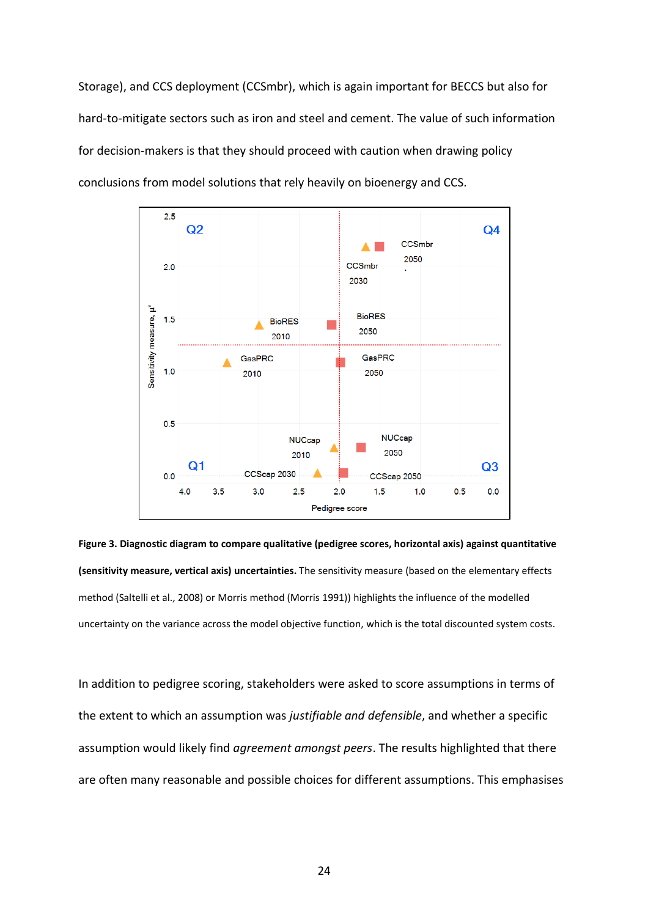Storage), and CCS deployment (CCSmbr), which is again important for BECCS but also for hard-to-mitigate sectors such as iron and steel and cement. The value of such information for decision-makers is that they should proceed with caution when drawing policy conclusions from model solutions that rely heavily on bioenergy and CCS.

**Figure 3. Diagnostic diagram to compare qualitative (pedigree scores, horizontal axis) against quantitative (sensitivity measure, vertical axis) uncertainties.** The sensitivity measure (based on the elementary effects method (Saltelli et al., 2008) or Morris method (Morris 1991)) highlights the influence of the modelled uncertainty on the variance across the model objective function, which is the total discounted system costs.

In addition to pedigree scoring, stakeholders were asked to score assumptions in terms of the extent to which an assumption was *justifiable and defensible*, and whether a specific assumption would likely find *agreement amongst peers*. The results highlighted that there are often many reasonable and possible choices for different assumptions. This emphasises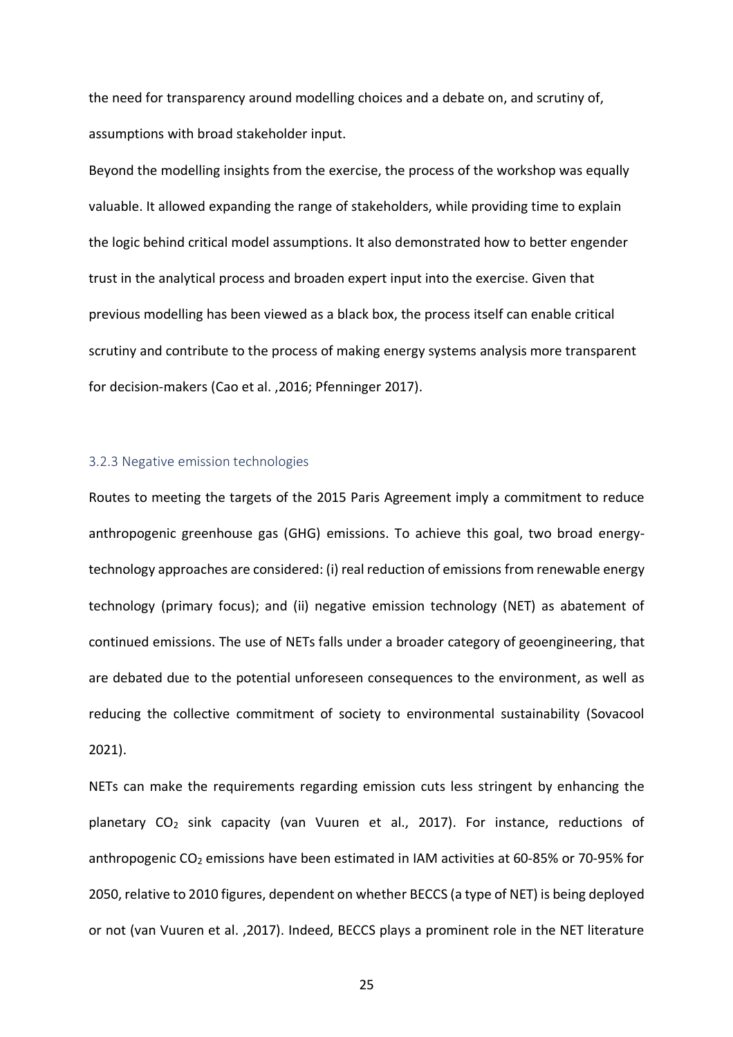the need for transparency around modelling choices and a debate on, and scrutiny of, assumptions with broad stakeholder input.

Beyond the modelling insights from the exercise, the process of the workshop was equally valuable. It allowed expanding the range of stakeholders, while providing time to explain the logic behind critical model assumptions. It also demonstrated how to better engender trust in the analytical process and broaden expert input into the exercise. Given that previous modelling has been viewed as a black box, the process itself can enable critical scrutiny and contribute to the process of making energy systems analysis more transparent for decision-makers (Cao et al. ,2016; Pfenninger 2017).

### 3.2.3 Negative emission technologies

Routes to meeting the targets of the 2015 Paris Agreement imply a commitment to reduce anthropogenic greenhouse gas (GHG) emissions. To achieve this goal, two broad energy-technology approaches are considered: (i) real reduction of emissions from renewable energy technology (primary focus); and (ii) negative emission technology (NET) as abatement of continued emissions. The use of NETs falls under a broader category of geoengineering, that are debated due to the potential unforeseen consequences to the environment, as well as reducing the collective commitment of society to environmental sustainability (Sovacool 2021).

NETs can make the requirements regarding emission cuts less stringent by enhancing the planetary $CO_2$ sink capacity (van Vuuren et al., 2017). For instance, reductions of anthropogenic $CO_2$ emissions have been estimated in IAM activities at 60-85% or 70-95% for 2050, relative to 2010 figures, dependent on whether BECCS (a type of NET) is being deployed or not (van Vuuren et al. ,2017). Indeed, BECCS plays a prominent role in the NET literature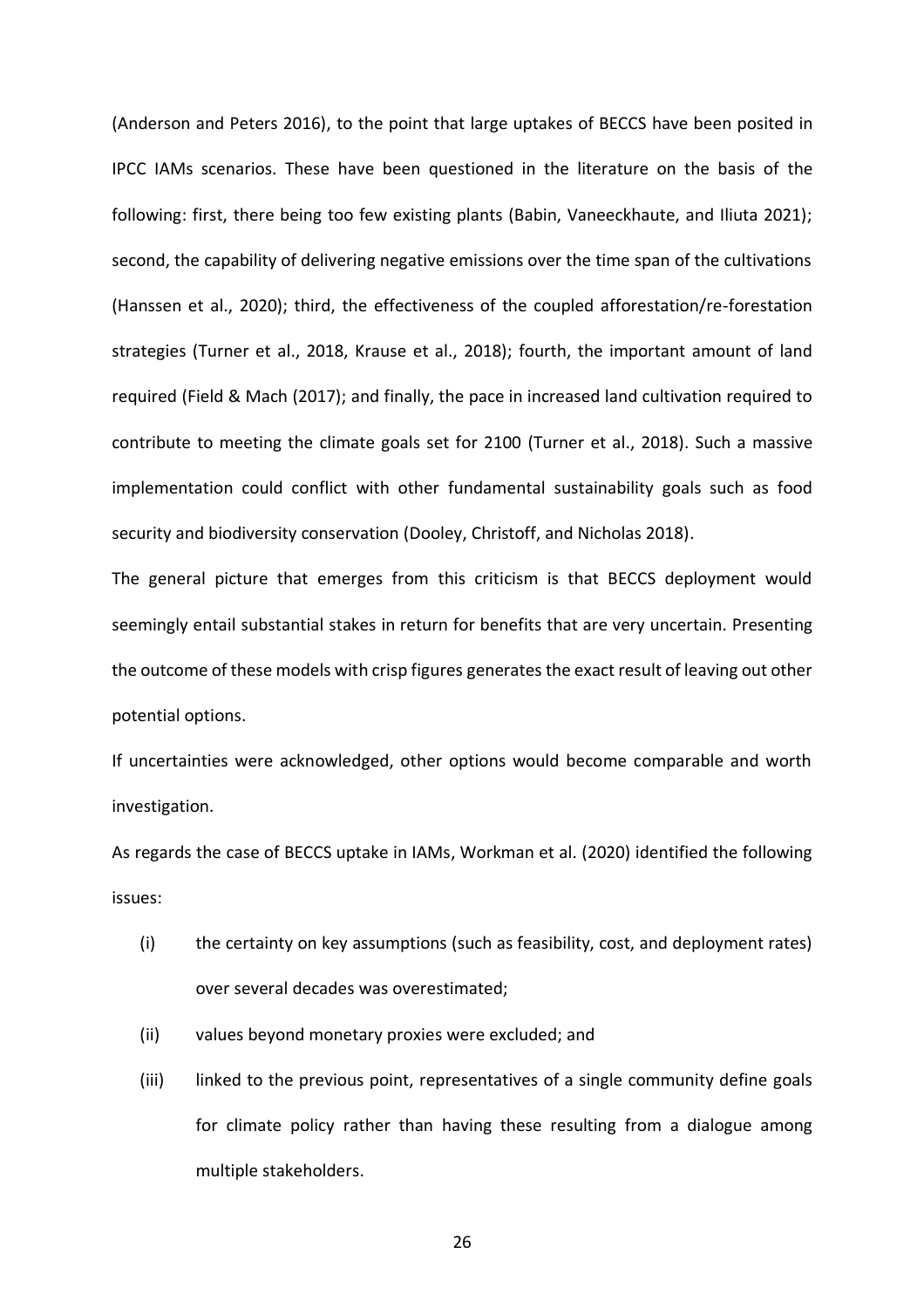(Anderson and Peters 2016), to the point that large uptakes of BECCS have been posited in IPCC IAMs scenarios. These have been questioned in the literature on the basis of the following: first, there being too few existing plants (Babin, Vaneeckhaute, and Iliuta 2021); second, the capability of delivering negative emissions over the time span of the cultivations (Hanssen et al., 2020); third, the effectiveness of the coupled afforestation/re-forestation strategies (Turner et al., 2018, Krause et al., 2018); fourth, the important amount of land required (Field & Mach (2017); and finally, the pace in increased land cultivation required to contribute to meeting the climate goals set for 2100 (Turner et al., 2018). Such a massive implementation could conflict with other fundamental sustainability goals such as food security and biodiversity conservation (Dooley, Christoff, and Nicholas 2018).

The general picture that emerges from this criticism is that BECCS deployment would seemingly entail substantial stakes in return for benefits that are very uncertain. Presenting the outcome of these models with crisp figures generates the exact result of leaving out other potential options.

If uncertainties were acknowledged, other options would become comparable and worth investigation.

As regards the case of BECCS uptake in IAMs, Workman et al. (2020) identified the following issues:

(i) the certainty on key assumptions (such as feasibility, cost, and deployment rates) over several decades was overestimated;

(ii) values beyond monetary proxies were excluded; and

(iii) linked to the previous point, representatives of a single community define goals for climate policy rather than having these resulting from a dialogue among multiple stakeholders.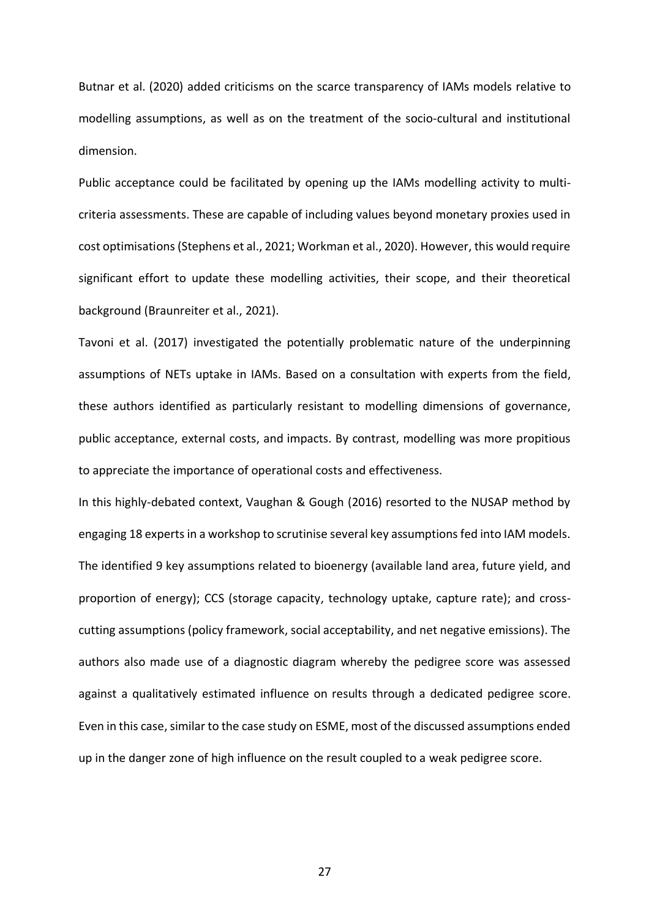Butnar et al. (2020) added criticisms on the scarce transparency of IAMs models relative to modelling assumptions, as well as on the treatment of the socio-cultural and institutional dimension.

Public acceptance could be facilitated by opening up the IAMs modelling activity to multi-criteria assessments. These are capable of including values beyond monetary proxies used in cost optimisations (Stephens et al., 2021; Workman et al., 2020). However, this would require significant effort to update these modelling activities, their scope, and their theoretical background (Braunreiter et al., 2021).

Tavoni et al. (2017) investigated the potentially problematic nature of the underpinning assumptions of NETs uptake in IAMs. Based on a consultation with experts from the field, these authors identified as particularly resistant to modelling dimensions of governance, public acceptance, external costs, and impacts. By contrast, modelling was more propitious to appreciate the importance of operational costs and effectiveness.

In this highly-debated context, Vaughan & Gough (2016) resorted to the NUSAP method by engaging 18 experts in a workshop to scrutinise several key assumptions fed into IAM models. The identified 9 key assumptions related to bioenergy (available land area, future yield, and proportion of energy); CCS (storage capacity, technology uptake, capture rate); and cross-cutting assumptions (policy framework, social acceptability, and net negative emissions). The authors also made use of a diagnostic diagram whereby the pedigree score was assessed against a qualitatively estimated influence on results through a dedicated pedigree score. Even in this case, similar to the case study on ESME, most of the discussed assumptions ended up in the danger zone of high influence on the result coupled to a weak pedigree score.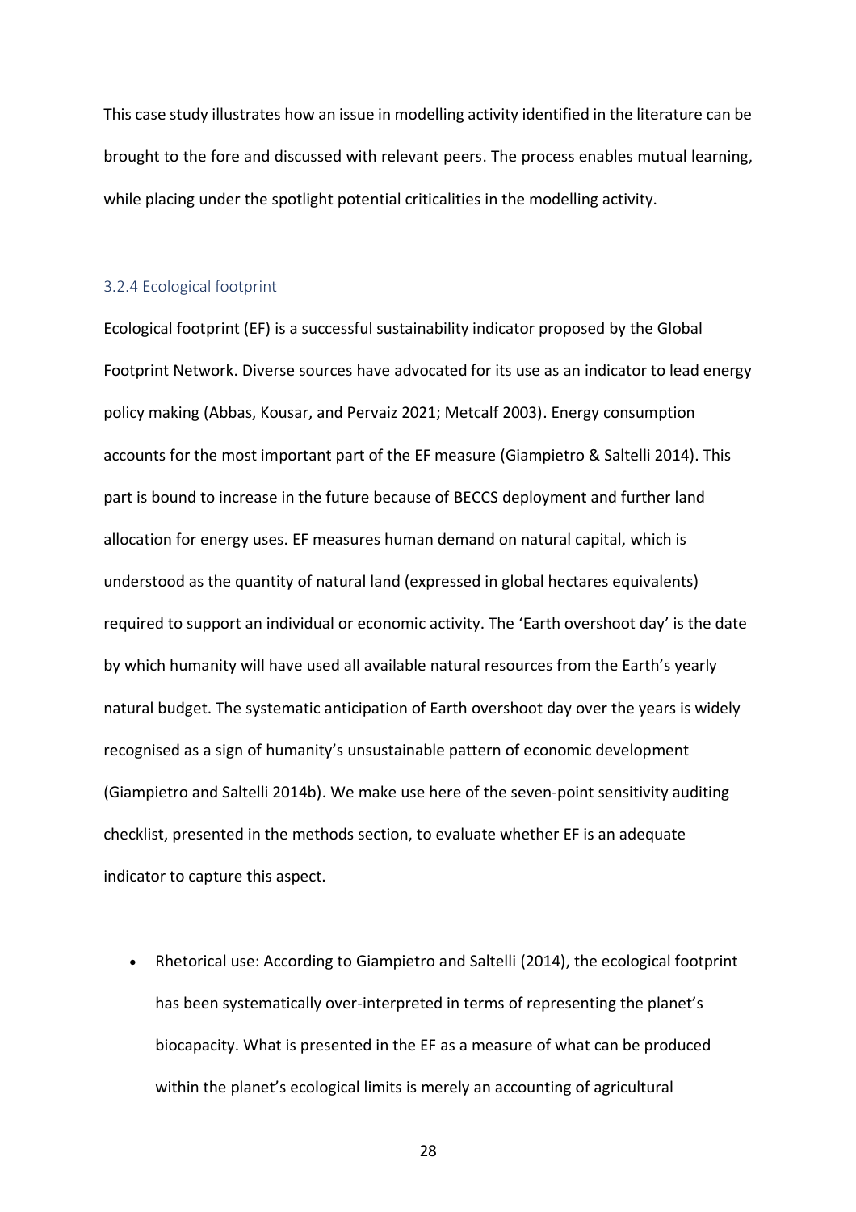This case study illustrates how an issue in modelling activity identified in the literature can be brought to the fore and discussed with relevant peers. The process enables mutual learning, while placing under the spotlight potential criticalities in the modelling activity.

### 3.2.4 Ecological footprint

Ecological footprint (EF) is a successful sustainability indicator proposed by the Global Footprint Network. Diverse sources have advocated for its use as an indicator to lead energy policy making (Abbas, Kousar, and Pervaiz 2021; Metcalf 2003). Energy consumption accounts for the most important part of the EF measure (Giampietro & Saltelli 2014). This part is bound to increase in the future because of BECCS deployment and further land allocation for energy uses. EF measures human demand on natural capital, which is understood as the quantity of natural land (expressed in global hectares equivalents) required to support an individual or economic activity. The 'Earth overshoot day' is the date by which humanity will have used all available natural resources from the Earth's yearly natural budget. The systematic anticipation of Earth overshoot day over the years is widely recognised as a sign of humanity's unsustainable pattern of economic development (Giampietro and Saltelli 2014b). We make use here of the seven-point sensitivity auditing checklist, presented in the methods section, to evaluate whether EF is an adequate indicator to capture this aspect.

- Rhetorical use: According to Giampietro and Saltelli (2014), the ecological footprint has been systematically over-interpreted in terms of representing the planet's biocapacity. What is presented in the EF as a measure of what can be produced within the planet's ecological limits is merely an accounting of agricultural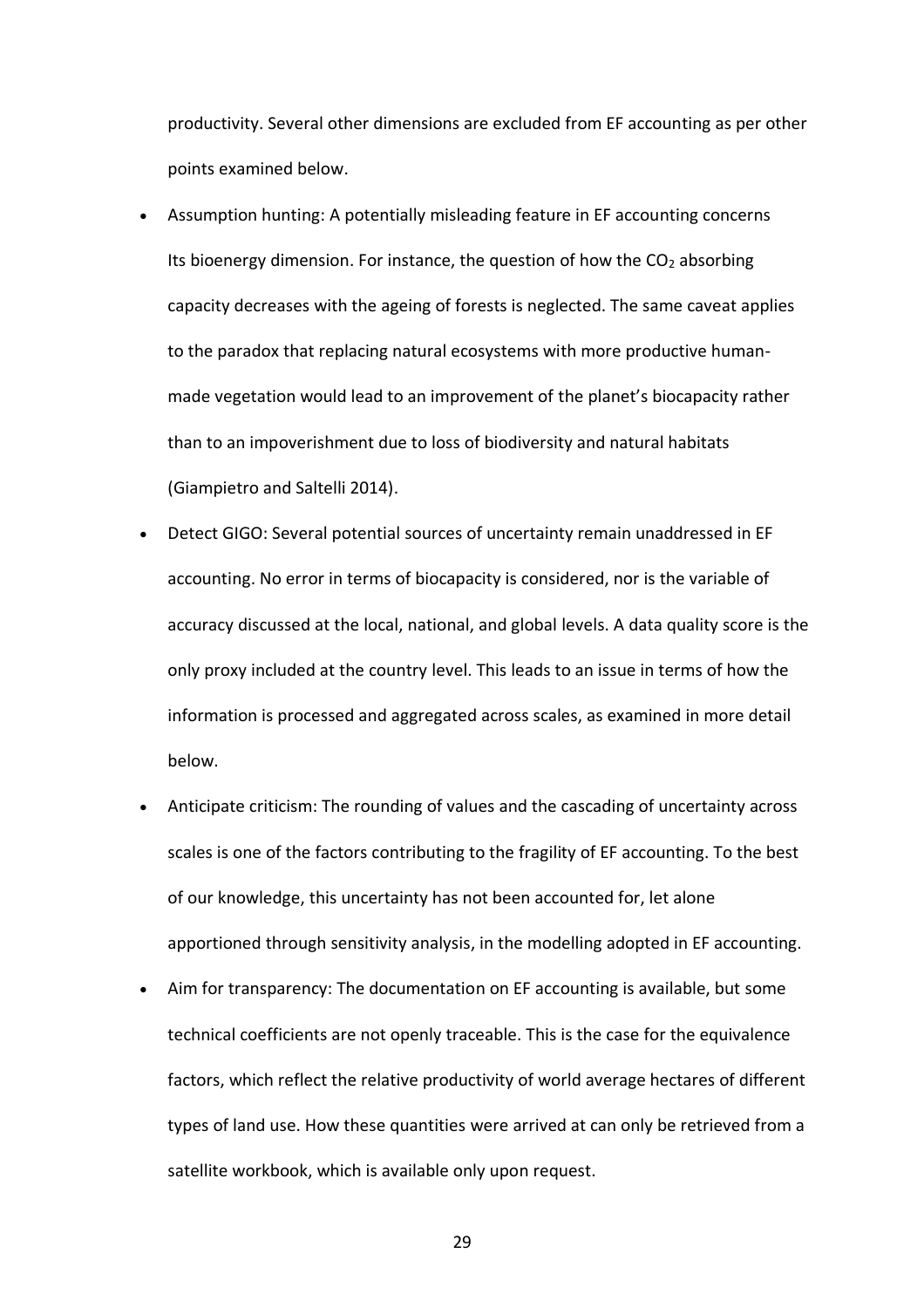productivity. Several other dimensions are excluded from EF accounting as per other points examined below.

- Assumption hunting: A potentially misleading feature in EF accounting concerns Its bioenergy dimension. For instance, the question of how the $CO_2$ absorbing capacity decreases with the ageing of forests is neglected. The same caveat applies to the paradox that replacing natural ecosystems with more productive human-made vegetation would lead to an improvement of the planet's biocapacity rather than to an impoverishment due to loss of biodiversity and natural habitats (Giampietro and Saltelli 2014).
- Detect GIGO: Several potential sources of uncertainty remain unaddressed in EF accounting. No error in terms of biocapacity is considered, nor is the variable of accuracy discussed at the local, national, and global levels. A data quality score is the only proxy included at the country level. This leads to an issue in terms of how the information is processed and aggregated across scales, as examined in more detail below.
- Anticipate criticism: The rounding of values and the cascading of uncertainty across scales is one of the factors contributing to the fragility of EF accounting. To the best of our knowledge, this uncertainty has not been accounted for, let alone apportioned through sensitivity analysis, in the modelling adopted in EF accounting.
- Aim for transparency: The documentation on EF accounting is available, but some technical coefficients are not openly traceable. This is the case for the equivalence factors, which reflect the relative productivity of world average hectares of different types of land use. How these quantities were arrived at can only be retrieved from a satellite workbook, which is available only upon request.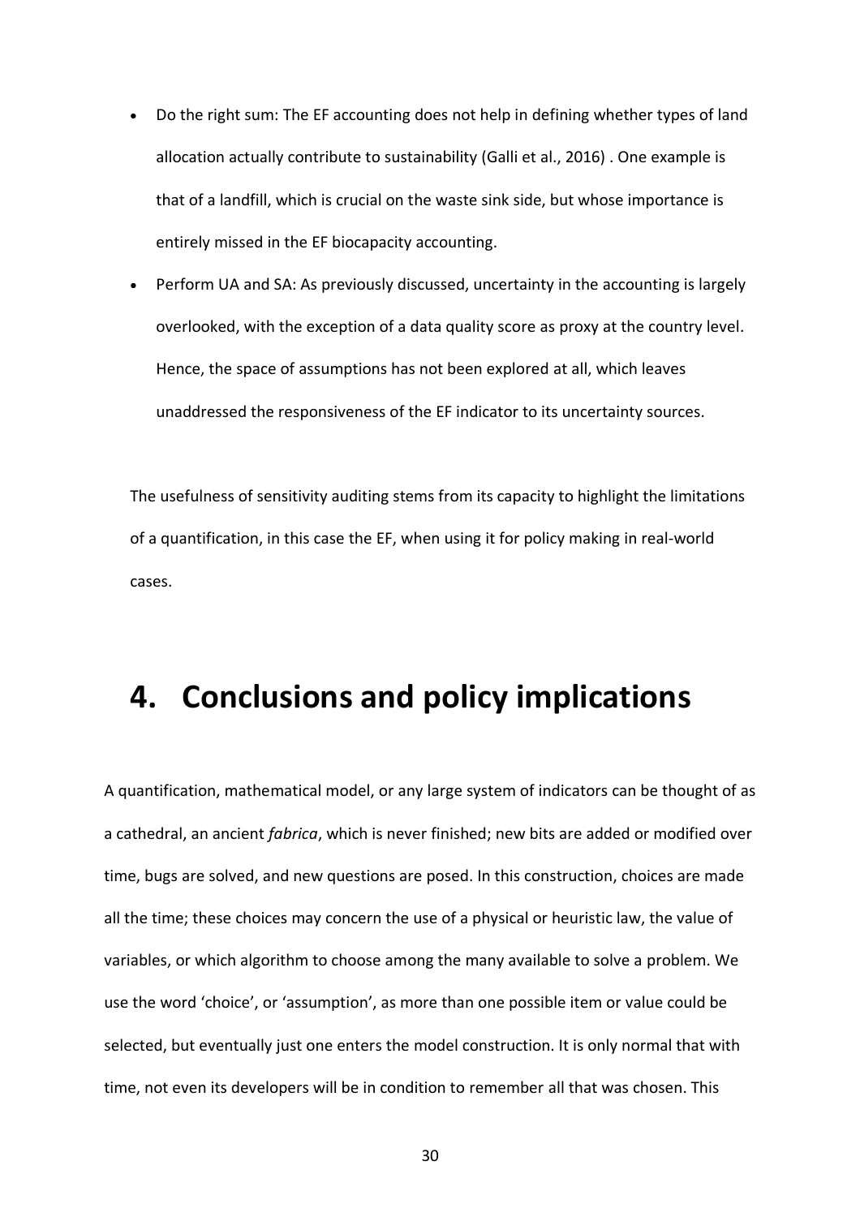- Do the right sum: The EF accounting does not help in defining whether types of land allocation actually contribute to sustainability (Galli et al., 2016) . One example is that of a landfill, which is crucial on the waste sink side, but whose importance is entirely missed in the EF biocapacity accounting.
- Perform UA and SA: As previously discussed, uncertainty in the accounting is largely overlooked, with the exception of a data quality score as proxy at the country level. Hence, the space of assumptions has not been explored at all, which leaves unaddressed the responsiveness of the EF indicator to its uncertainty sources.

The usefulness of sensitivity auditing stems from its capacity to highlight the limitations of a quantification, in this case the EF, when using it for policy making in real-world cases.

# 4. Conclusions and policy implications

A quantification, mathematical model, or any large system of indicators can be thought of as a cathedral, an ancient *fabrica*, which is never finished; new bits are added or modified over time, bugs are solved, and new questions are posed. In this construction, choices are made all the time; these choices may concern the use of a physical or heuristic law, the value of variables, or which algorithm to choose among the many available to solve a problem. We use the word 'choice', or 'assumption', as more than one possible item or value could be selected, but eventually just one enters the model construction. It is only normal that with time, not even its developers will be in condition to remember all that was chosen. This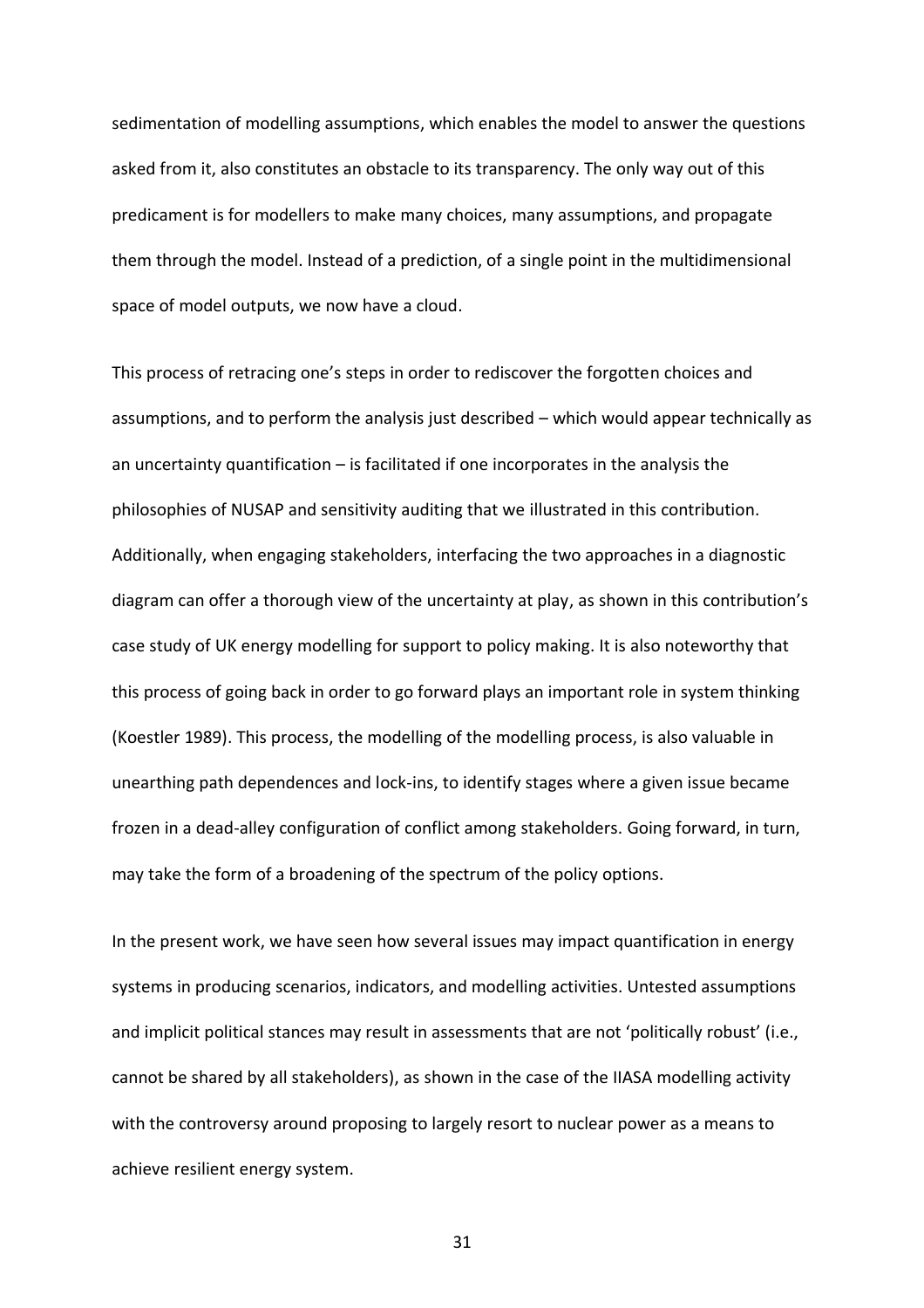sedimentation of modelling assumptions, which enables the model to answer the questions asked from it, also constitutes an obstacle to its transparency. The only way out of this predicament is for modellers to make many choices, many assumptions, and propagate them through the model. Instead of a prediction, of a single point in the multidimensional space of model outputs, we now have a cloud.

This process of retracing one's steps in order to rediscover the forgotten choices and assumptions, and to perform the analysis just described – which would appear technically as an uncertainty quantification – is facilitated if one incorporates in the analysis the philosophies of NUSAP and sensitivity auditing that we illustrated in this contribution. Additionally, when engaging stakeholders, interfacing the two approaches in a diagnostic diagram can offer a thorough view of the uncertainty at play, as shown in this contribution's case study of UK energy modelling for support to policy making. It is also noteworthy that this process of going back in order to go forward plays an important role in system thinking (Koestler 1989). This process, the modelling of the modelling process, is also valuable in unearthing path dependences and lock-ins, to identify stages where a given issue became frozen in a dead-alley configuration of conflict among stakeholders. Going forward, in turn, may take the form of a broadening of the spectrum of the policy options.

In the present work, we have seen how several issues may impact quantification in energy systems in producing scenarios, indicators, and modelling activities. Untested assumptions and implicit political stances may result in assessments that are not 'politically robust' (i.e., cannot be shared by all stakeholders), as shown in the case of the IIASA modelling activity with the controversy around proposing to largely resort to nuclear power as a means to achieve resilient energy system.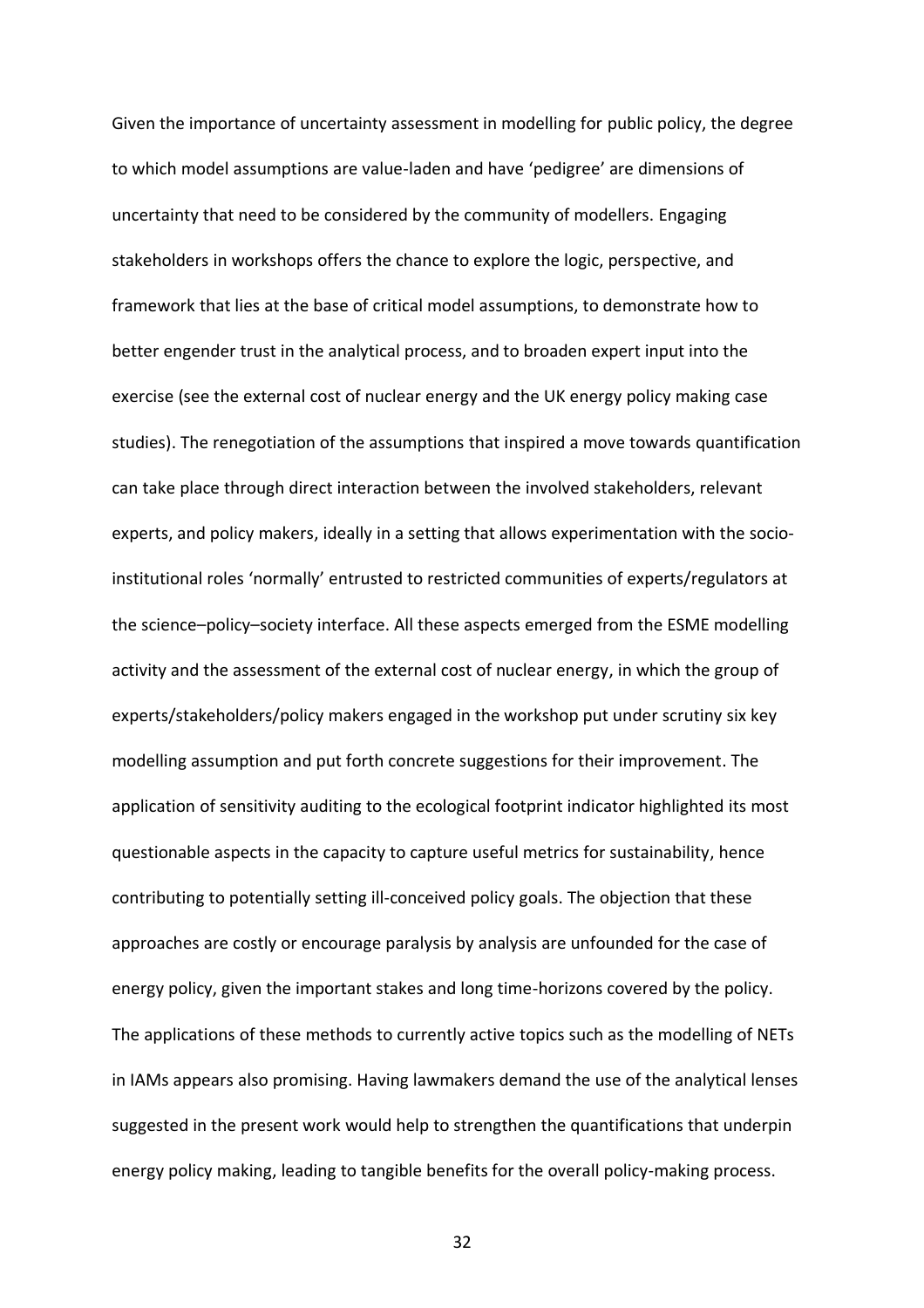Given the importance of uncertainty assessment in modelling for public policy, the degree to which model assumptions are value-laden and have 'pedigree' are dimensions of uncertainty that need to be considered by the community of modellers. Engaging stakeholders in workshops offers the chance to explore the logic, perspective, and framework that lies at the base of critical model assumptions, to demonstrate how to better engender trust in the analytical process, and to broaden expert input into the exercise (see the external cost of nuclear energy and the UK energy policy making case studies). The renegotiation of the assumptions that inspired a move towards quantification can take place through direct interaction between the involved stakeholders, relevant experts, and policy makers, ideally in a setting that allows experimentation with the socio-institutional roles 'normally' entrusted to restricted communities of experts/regulators at the science–policy–society interface. All these aspects emerged from the ESME modelling activity and the assessment of the external cost of nuclear energy, in which the group of experts/stakeholders/policy makers engaged in the workshop put under scrutiny six key modelling assumption and put forth concrete suggestions for their improvement. The application of sensitivity auditing to the ecological footprint indicator highlighted its most questionable aspects in the capacity to capture useful metrics for sustainability, hence contributing to potentially setting ill-conceived policy goals. The objection that these approaches are costly or encourage paralysis by analysis are unfounded for the case of energy policy, given the important stakes and long time-horizons covered by the policy. The applications of these methods to currently active topics such as the modelling of NETs in IAMs appears also promising. Having lawmakers demand the use of the analytical lenses suggested in the present work would help to strengthen the quantifications that underpin energy policy making, leading to tangible benefits for the overall policy-making process.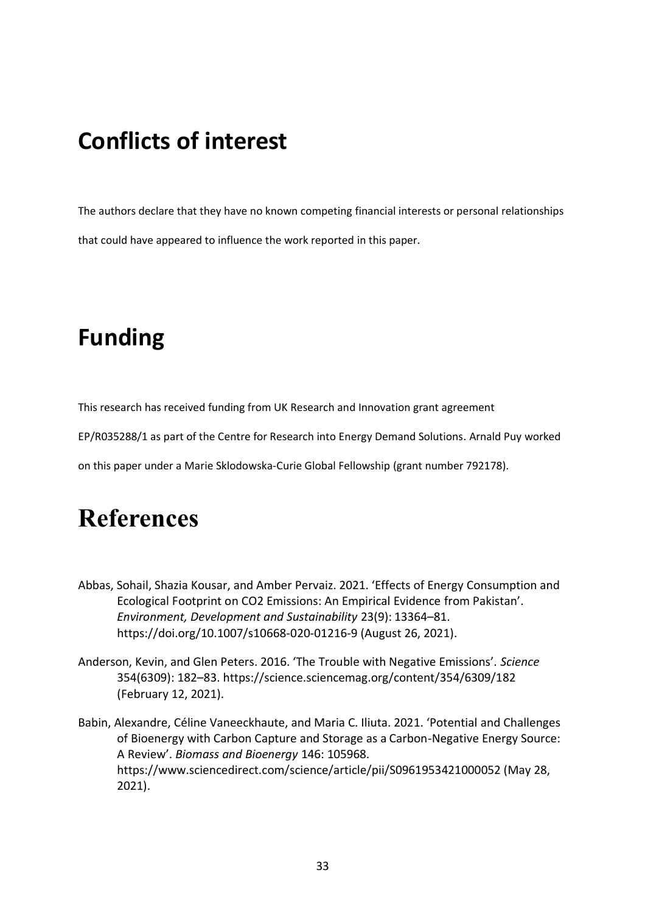# Conflicts of interest

The authors declare that they have no known competing financial interests or personal relationships that could have appeared to influence the work reported in this paper.

# Funding

This research has received funding from UK Research and Innovation grant agreement EP/R035288/1 as part of the Centre for Research into Energy Demand Solutions. Arnald Puy worked on this paper under a Marie Sklodowska-Curie Global Fellowship (grant number 792178).

# References

Abbas, Sohail, Shazia Kousar, and Amber Pervaiz. 2021. 'Effects of Energy Consumption and Ecological Footprint on CO2 Emissions: An Empirical Evidence from Pakistan'. *Environment, Development and Sustainability* 23(9): 13364–81. https://doi.org/10.1007/s10668-020-01216-9 (August 26, 2021).

Anderson, Kevin, and Glen Peters. 2016. 'The Trouble with Negative Emissions'. *Science* 354(6309): 182–83. https://science.sciencemag.org/content/354/6309/182 (February 12, 2021).

Babin, Alexandre, Céline Vaneeckhaute, and Maria C. Iliuta. 2021. 'Potential and Challenges of Bioenergy with Carbon Capture and Storage as a Carbon-Negative Energy Source: A Review'. *Biomass and Bioenergy* 146: 105968. https://www.sciencedirect.com/science/article/pii/S0961953421000052 (May 28, 2021).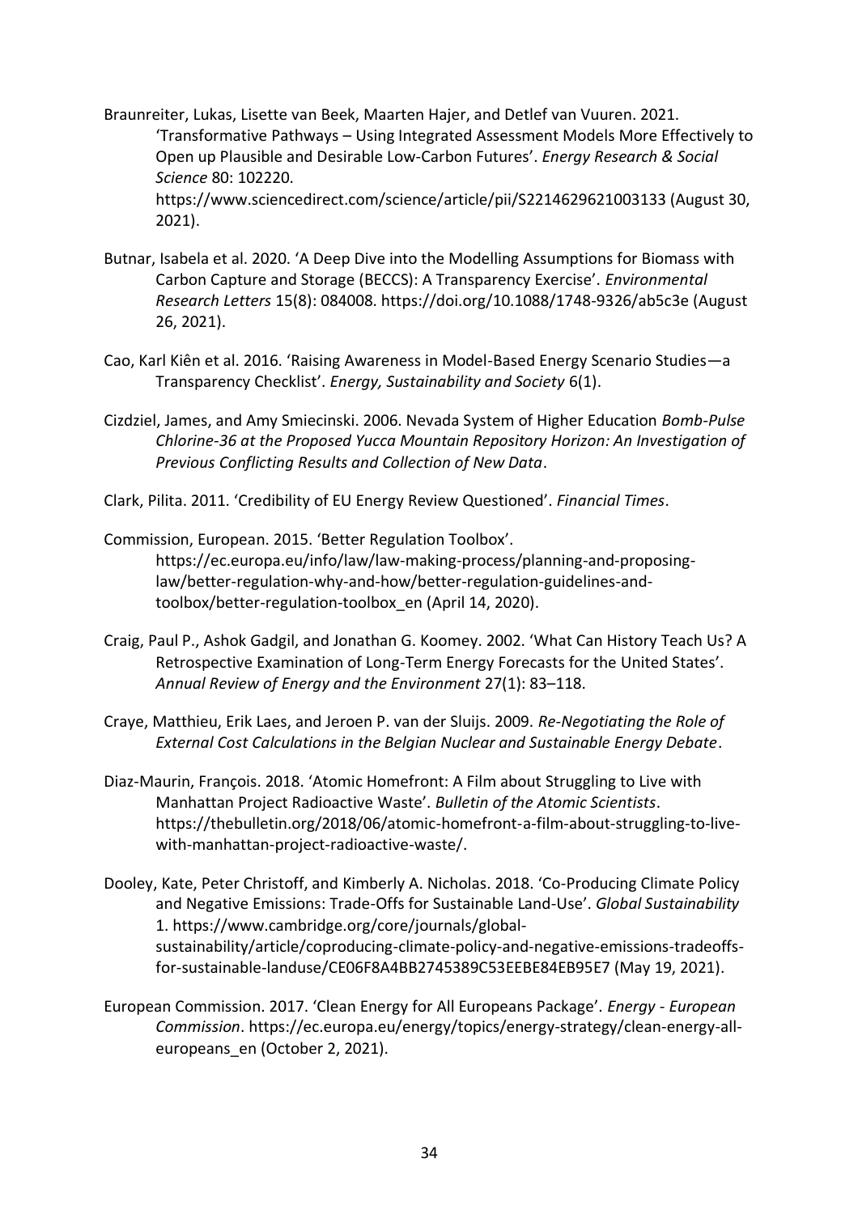Braunreiter, Lukas, Lisette van Beek, Maarten Hajer, and Detlef van Vuuren. 2021. 'Transformative Pathways – Using Integrated Assessment Models More Effectively to Open up Plausible and Desirable Low-Carbon Futures'. *Energy Research & Social Science* 80: 102220. https://www.sciencedirect.com/science/article/pii/S2214629621003133 (August 30, 2021).

Butnar, Isabela et al. 2020. 'A Deep Dive into the Modelling Assumptions for Biomass with Carbon Capture and Storage (BECCS): A Transparency Exercise'. *Environmental Research Letters* 15(8): 084008. https://doi.org/10.1088/1748-9326/ab5c3e (August 26, 2021).

Cao, Karl Kiên et al. 2016. 'Raising Awareness in Model-Based Energy Scenario Studies—a Transparency Checklist'. *Energy, Sustainability and Society* 6(1).

Cizdziel, James, and Amy Smiecinski. 2006. Nevada System of Higher Education *Bomb-Pulse Chlorine-36 at the Proposed Yucca Mountain Repository Horizon: An Investigation of Previous Conflicting Results and Collection of New Data*.

Clark, Pilita. 2011. 'Credibility of EU Energy Review Questioned'. *Financial Times*.

Commission, European. 2015. 'Better Regulation Toolbox'. https://ec.europa.eu/info/law/law-making-process/planning-and-proposing-law/better-regulation-why-and-how/better-regulation-guidelines-and-toolbox/better-regulation-toolbox_en (April 14, 2020).

Craig, Paul P., Ashok Gadgil, and Jonathan G. Koomey. 2002. 'What Can History Teach Us? A Retrospective Examination of Long-Term Energy Forecasts for the United States'. *Annual Review of Energy and the Environment* 27(1): 83–118.

Craye, Matthieu, Erik Laes, and Jeroen P. van der Sluijs. 2009. *Re-Negotiating the Role of External Cost Calculations in the Belgian Nuclear and Sustainable Energy Debate*.

Diaz-Maurin, François. 2018. 'Atomic Homefront: A Film about Struggling to Live with Manhattan Project Radioactive Waste'. *Bulletin of the Atomic Scientists*. https://thebulletin.org/2018/06/atomic-homefront-a-film-about-struggling-to-live-with-manhattan-project-radioactive-waste/.

Dooley, Kate, Peter Christoff, and Kimberly A. Nicholas. 2018. 'Co-Producing Climate Policy and Negative Emissions: Trade-Offs for Sustainable Land-Use'. *Global Sustainability* 1. https://www.cambridge.org/core/journals/global-sustainability/article/coproducing-climate-policy-and-negative-emissions-tradeoffs-for-sustainable-landuse/CE06F8A4BB2745389C53EEBE84EB95E7 (May 19, 2021).

European Commission. 2017. 'Clean Energy for All Europeans Package'. *Energy - European Commission*. https://ec.europa.eu/energy/topics/energy-strategy/clean-energy-all-europeans_en (October 2, 2021).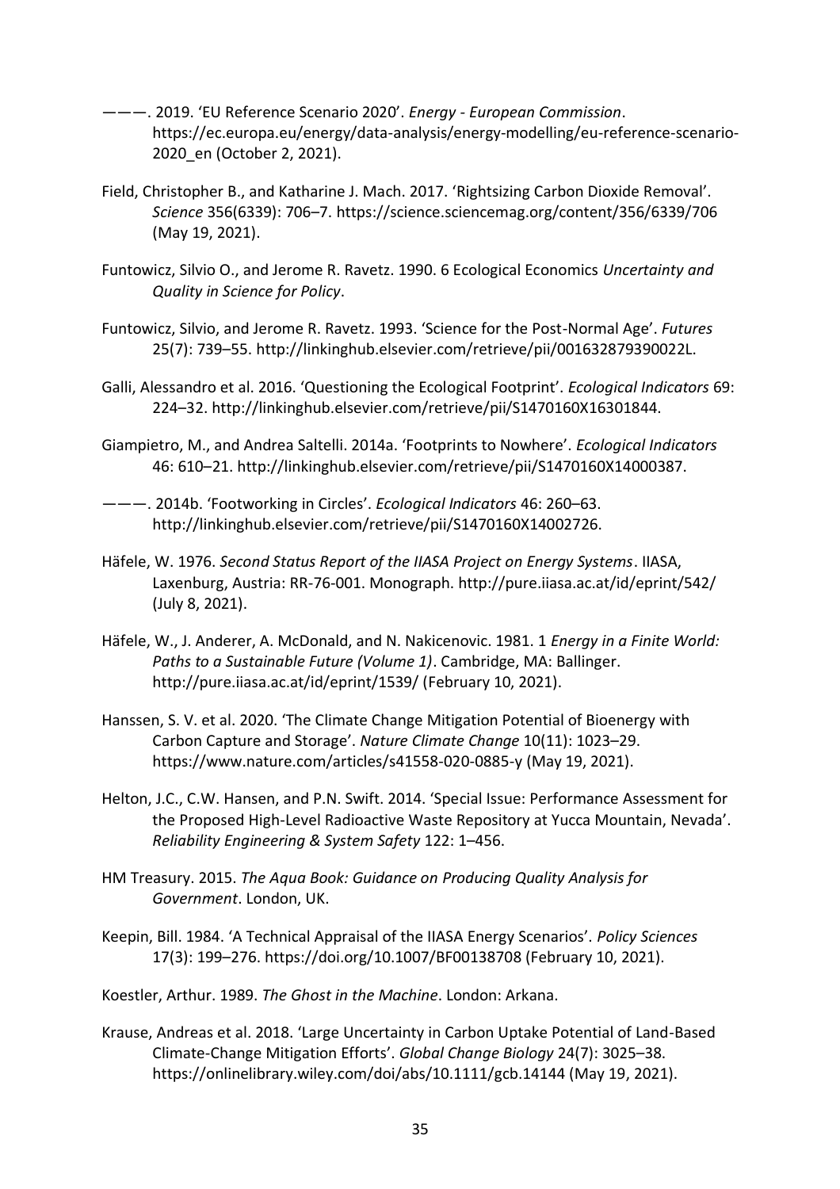———. 2019. 'EU Reference Scenario 2020'. *Energy - European Commission*. https://ec.europa.eu/energy/data-analysis/energy-modelling/eu-reference-scenario-2020_en (October 2, 2021).

Field, Christopher B., and Katharine J. Mach. 2017. 'Rightsizing Carbon Dioxide Removal'. *Science* 356(6339): 706–7. https://science.sciencemag.org/content/356/6339/706 (May 19, 2021).

Funtowicz, Silvio O., and Jerome R. Ravetz. 1990. 6 Ecological Economics *Uncertainty and Quality in Science for Policy*.

Funtowicz, Silvio, and Jerome R. Ravetz. 1993. 'Science for the Post-Normal Age'. *Futures* 25(7): 739–55. http://linkinghub.elsevier.com/retrieve/pii/001632879390022L.

Galli, Alessandro et al. 2016. 'Questioning the Ecological Footprint'. *Ecological Indicators* 69: 224–32. http://linkinghub.elsevier.com/retrieve/pii/S1470160X16301844.

Giampietro, M., and Andrea Saltelli. 2014a. 'Footprints to Nowhere'. *Ecological Indicators* 46: 610–21. http://linkinghub.elsevier.com/retrieve/pii/S1470160X14000387.

———. 2014b. 'Footworking in Circles'. *Ecological Indicators* 46: 260–63. http://linkinghub.elsevier.com/retrieve/pii/S1470160X14002726.

Häfele, W. 1976. *Second Status Report of the IIASA Project on Energy Systems*. IIASA, Laxenburg, Austria: RR-76-001. Monograph. http://pure.iiasa.ac.at/id/eprint/542/ (July 8, 2021).

Häfele, W., J. Anderer, A. McDonald, and N. Nakicenovic. 1981. 1 *Energy in a Finite World: Paths to a Sustainable Future (Volume 1)*. Cambridge, MA: Ballinger. http://pure.iiasa.ac.at/id/eprint/1539/ (February 10, 2021).

Hanssen, S. V. et al. 2020. 'The Climate Change Mitigation Potential of Bioenergy with Carbon Capture and Storage'. *Nature Climate Change* 10(11): 1023–29. https://www.nature.com/articles/s41558-020-0885-y (May 19, 2021).

Helton, J.C., C.W. Hansen, and P.N. Swift. 2014. 'Special Issue: Performance Assessment for the Proposed High-Level Radioactive Waste Repository at Yucca Mountain, Nevada'. *Reliability Engineering & System Safety* 122: 1–456.

HM Treasury. 2015. *The Aqua Book: Guidance on Producing Quality Analysis for Government*. London, UK.

Keepin, Bill. 1984. 'A Technical Appraisal of the IIASA Energy Scenarios'. *Policy Sciences* 17(3): 199–276. https://doi.org/10.1007/BF00138708 (February 10, 2021).

Koestler, Arthur. 1989. *The Ghost in the Machine*. London: Arkana.

Krause, Andreas et al. 2018. 'Large Uncertainty in Carbon Uptake Potential of Land-Based Climate-Change Mitigation Efforts'. *Global Change Biology* 24(7): 3025–38. https://onlinelibrary.wiley.com/doi/abs/10.1111/gcb.14144 (May 19, 2021).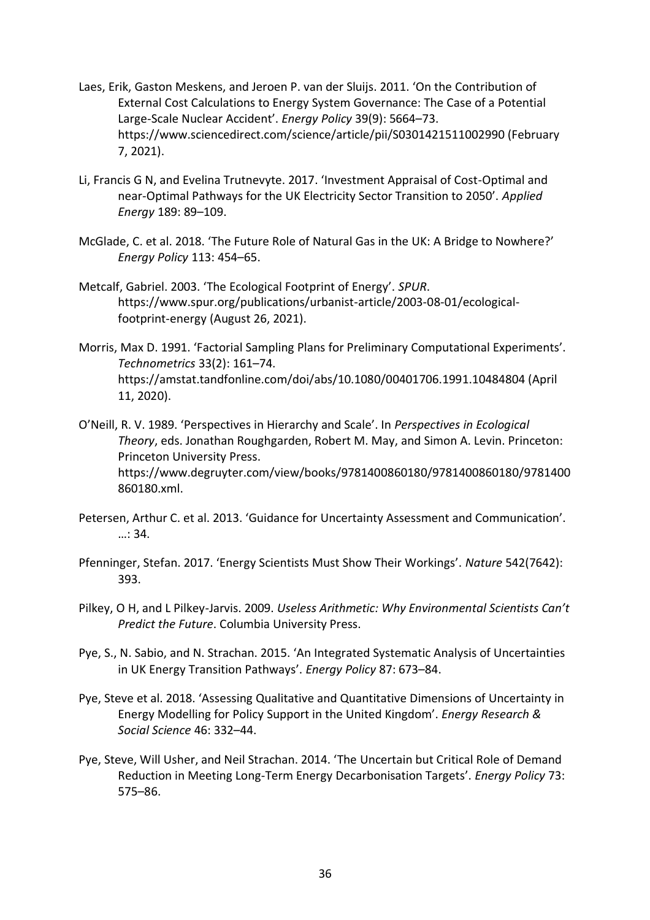Laes, Erik, Gaston Meskens, and Jeroen P. van der Sluijs. 2011. 'On the Contribution of External Cost Calculations to Energy System Governance: The Case of a Potential Large-Scale Nuclear Accident'. *Energy Policy* 39(9): 5664–73. https://www.sciencedirect.com/science/article/pii/S0301421511002990 (February 7, 2021).

Li, Francis G N, and Evelina Trutnevyte. 2017. 'Investment Appraisal of Cost-Optimal and near-Optimal Pathways for the UK Electricity Sector Transition to 2050'. *Applied Energy* 189: 89–109.

McGlade, C. et al. 2018. 'The Future Role of Natural Gas in the UK: A Bridge to Nowhere?' *Energy Policy* 113: 454–65.

Metcalf, Gabriel. 2003. 'The Ecological Footprint of Energy'. *SPUR*. https://www.spur.org/publications/urbanist-article/2003-08-01/ecological-footprint-energy (August 26, 2021).

Morris, Max D. 1991. 'Factorial Sampling Plans for Preliminary Computational Experiments'. *Technometrics* 33(2): 161–74. https://amstat.tandfonline.com/doi/abs/10.1080/00401706.1991.10484804 (April 11, 2020).

O'Neill, R. V. 1989. 'Perspectives in Hierarchy and Scale'. In *Perspectives in Ecological Theory*, eds. Jonathan Roughgarden, Robert M. May, and Simon A. Levin. Princeton: Princeton University Press. https://www.degruyter.com/view/books/9781400860180/9781400860180/9781400860180.xml.

Petersen, Arthur C. et al. 2013. 'Guidance for Uncertainty Assessment and Communication'. …: 34.

Pfenninger, Stefan. 2017. 'Energy Scientists Must Show Their Workings'. *Nature* 542(7642): 393.

Pilkey, O H, and L Pilkey-Jarvis. 2009. *Useless Arithmetic: Why Environmental Scientists Can't Predict the Future*. Columbia University Press.

Pye, S., N. Sabio, and N. Strachan. 2015. 'An Integrated Systematic Analysis of Uncertainties in UK Energy Transition Pathways'. *Energy Policy* 87: 673–84.

Pye, Steve et al. 2018. 'Assessing Qualitative and Quantitative Dimensions of Uncertainty in Energy Modelling for Policy Support in the United Kingdom'. *Energy Research & Social Science* 46: 332–44.

Pye, Steve, Will Usher, and Neil Strachan. 2014. 'The Uncertain but Critical Role of Demand Reduction in Meeting Long-Term Energy Decarbonisation Targets'. *Energy Policy* 73: 575–86.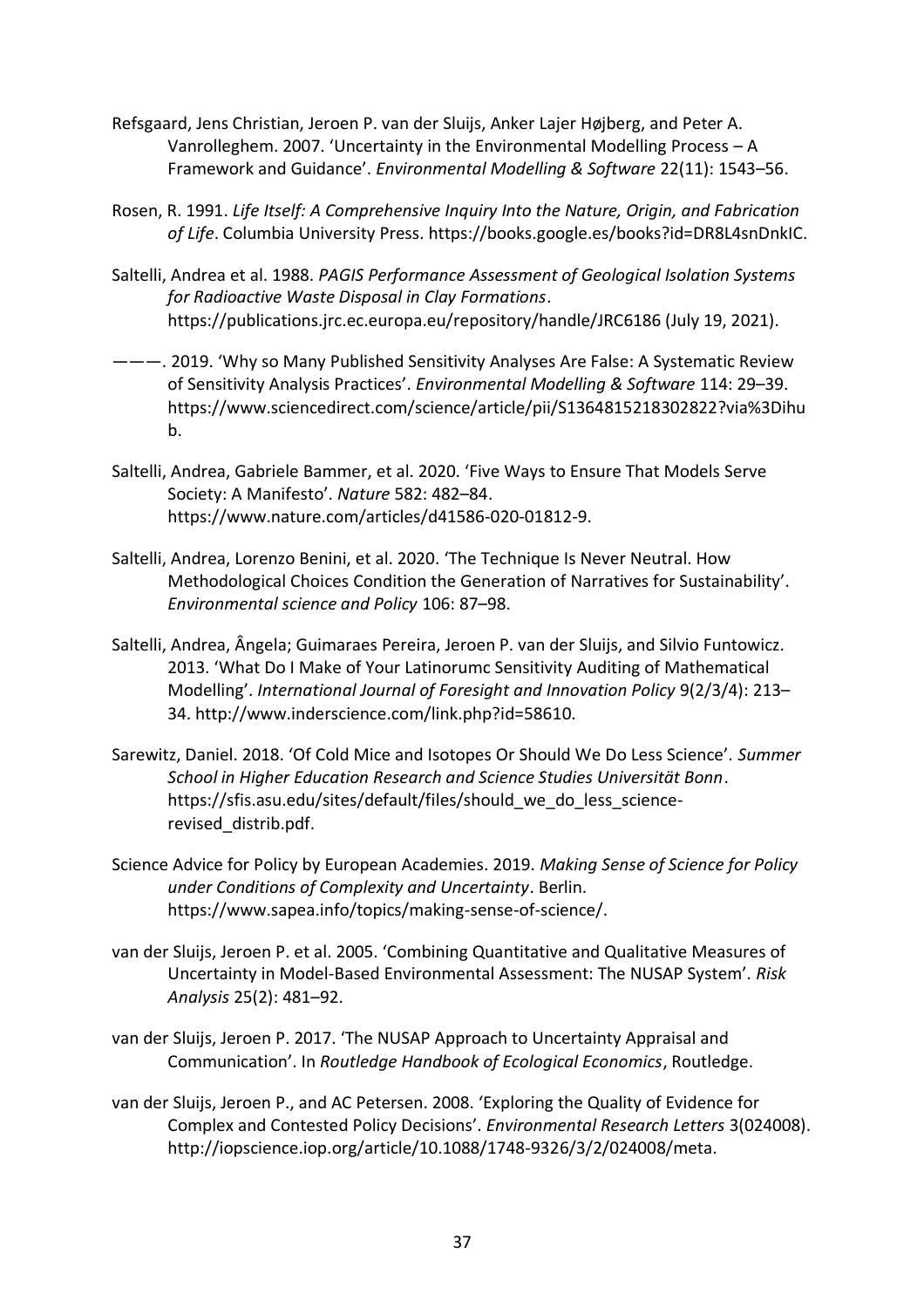Refsgaard, Jens Christian, Jeroen P. van der Sluijs, Anker Lajer Højberg, and Peter A. Vanrolleghem. 2007. 'Uncertainty in the Environmental Modelling Process – A Framework and Guidance'. *Environmental Modelling & Software* 22(11): 1543–56.

Rosen, R. 1991. *Life Itself: A Comprehensive Inquiry Into the Nature, Origin, and Fabrication of Life*. Columbia University Press. https://books.google.es/books?id=DR8L4snDnkIC.

Saltelli, Andrea et al. 1988. *PAGIS Performance Assessment of Geological Isolation Systems for Radioactive Waste Disposal in Clay Formations*. https://publications.jrc.ec.europa.eu/repository/handle/JRC6186 (July 19, 2021).

———. 2019. 'Why so Many Published Sensitivity Analyses Are False: A Systematic Review of Sensitivity Analysis Practices'. *Environmental Modelling & Software* 114: 29–39. https://www.sciencedirect.com/science/article/pii/S1364815218302822?via%3Dihub.

Saltelli, Andrea, Gabriele Bammer, et al. 2020. 'Five Ways to Ensure That Models Serve Society: A Manifesto'. *Nature* 582: 482–84. https://www.nature.com/articles/d41586-020-01812-9.

Saltelli, Andrea, Lorenzo Benini, et al. 2020. 'The Technique Is Never Neutral. How Methodological Choices Condition the Generation of Narratives for Sustainability'. *Environmental science and Policy* 106: 87–98.

Saltelli, Andrea, Ângela; Guimaraes Pereira, Jeroen P. van der Sluijs, and Silvio Funtowicz. 2013. 'What Do I Make of Your Latinorumc Sensitivity Auditing of Mathematical Modelling'. *International Journal of Foresight and Innovation Policy* 9(2/3/4): 213–34. http://www.inderscience.com/link.php?id=58610.

Sarewitz, Daniel. 2018. 'Of Cold Mice and Isotopes Or Should We Do Less Science'. *Summer School in Higher Education Research and Science Studies Universität Bonn*. https://sfis.asu.edu/sites/default/files/should_we_do_less_science-revised_distrib.pdf.

Science Advice for Policy by European Academies. 2019. *Making Sense of Science for Policy under Conditions of Complexity and Uncertainty*. Berlin. https://www.sapea.info/topics/making-sense-of-science/.

van der Sluijs, Jeroen P. et al. 2005. 'Combining Quantitative and Qualitative Measures of Uncertainty in Model-Based Environmental Assessment: The NUSAP System'. *Risk Analysis* 25(2): 481–92.

van der Sluijs, Jeroen P. 2017. 'The NUSAP Approach to Uncertainty Appraisal and Communication'. In *Routledge Handbook of Ecological Economics*, Routledge.

van der Sluijs, Jeroen P., and AC Petersen. 2008. 'Exploring the Quality of Evidence for Complex and Contested Policy Decisions'. *Environmental Research Letters* 3(024008). http://iopscience.iop.org/article/10.1088/1748-9326/3/2/024008/meta.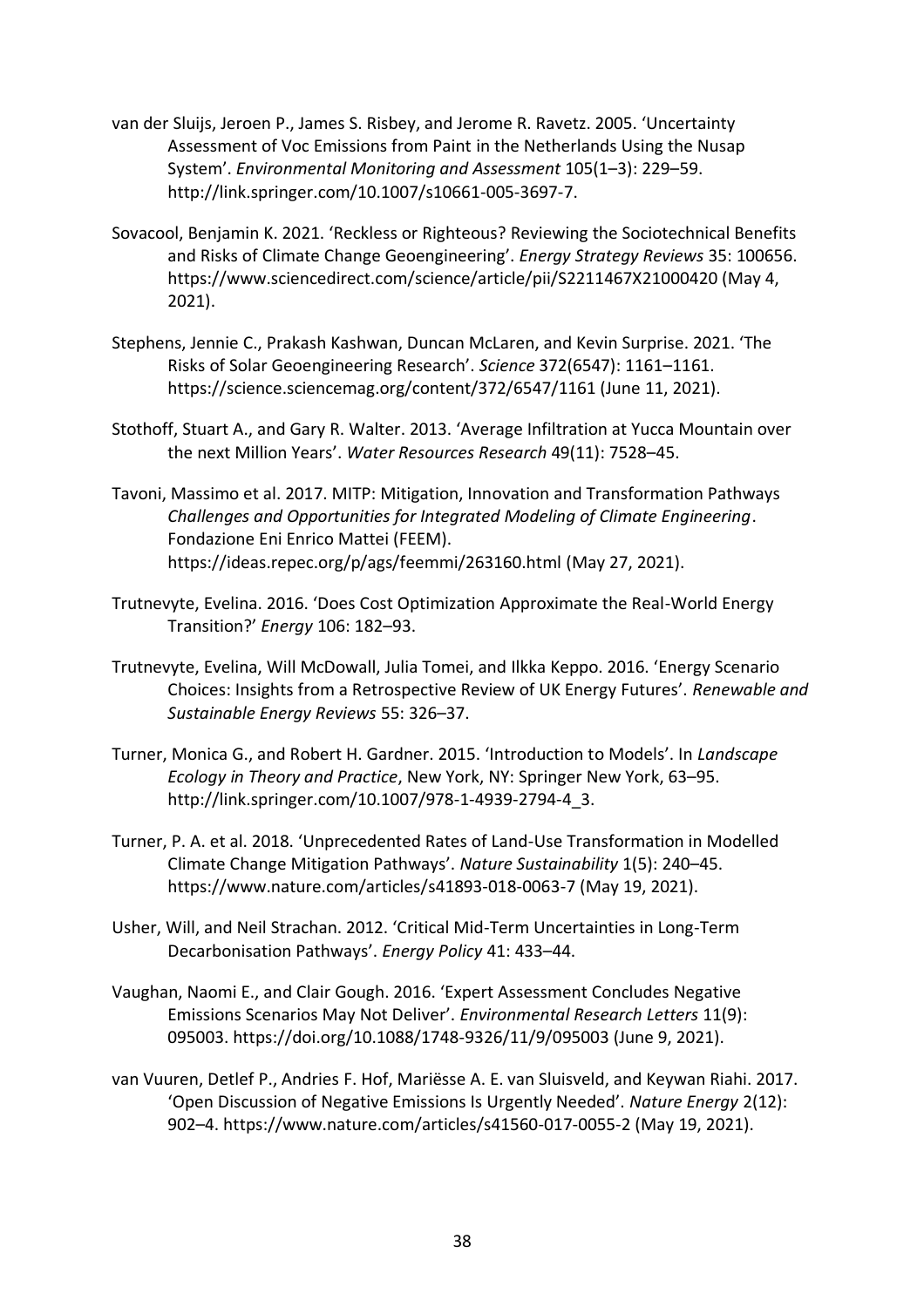van der Sluijs, Jeroen P., James S. Risbey, and Jerome R. Ravetz. 2005. 'Uncertainty Assessment of Voc Emissions from Paint in the Netherlands Using the Nusap System'. *Environmental Monitoring and Assessment* 105(1–3): 229–59. http://link.springer.com/10.1007/s10661-005-3697-7.

Sovacool, Benjamin K. 2021. 'Reckless or Righteous? Reviewing the Sociotechnical Benefits and Risks of Climate Change Geoengineering'. *Energy Strategy Reviews* 35: 100656. https://www.sciencedirect.com/science/article/pii/S2211467X21000420 (May 4, 2021).

Stephens, Jennie C., Prakash Kashwan, Duncan McLaren, and Kevin Surprise. 2021. 'The Risks of Solar Geoengineering Research'. *Science* 372(6547): 1161–1161. https://science.sciencemag.org/content/372/6547/1161 (June 11, 2021).

Stothoff, Stuart A., and Gary R. Walter. 2013. 'Average Infiltration at Yucca Mountain over the next Million Years'. *Water Resources Research* 49(11): 7528–45.

Tavoni, Massimo et al. 2017. MITP: Mitigation, Innovation and Transformation Pathways *Challenges and Opportunities for Integrated Modeling of Climate Engineering*. Fondazione Eni Enrico Mattei (FEEM). https://ideas.repec.org/p/ags/feemmi/263160.html (May 27, 2021).

Trutnevyte, Evelina. 2016. 'Does Cost Optimization Approximate the Real-World Energy Transition?' *Energy* 106: 182–93.

Trutnevyte, Evelina, Will McDowall, Julia Tomei, and Ilkka Keppo. 2016. 'Energy Scenario Choices: Insights from a Retrospective Review of UK Energy Futures'. *Renewable and Sustainable Energy Reviews* 55: 326–37.

Turner, Monica G., and Robert H. Gardner. 2015. 'Introduction to Models'. In *Landscape Ecology in Theory and Practice*, New York, NY: Springer New York, 63–95. http://link.springer.com/10.1007/978-1-4939-2794-4_3.

Turner, P. A. et al. 2018. 'Unprecedented Rates of Land-Use Transformation in Modelled Climate Change Mitigation Pathways'. *Nature Sustainability* 1(5): 240–45. https://www.nature.com/articles/s41893-018-0063-7 (May 19, 2021).

Usher, Will, and Neil Strachan. 2012. 'Critical Mid-Term Uncertainties in Long-Term Decarbonisation Pathways'. *Energy Policy* 41: 433–44.

Vaughan, Naomi E., and Clair Gough. 2016. 'Expert Assessment Concludes Negative Emissions Scenarios May Not Deliver'. *Environmental Research Letters* 11(9): 095003. https://doi.org/10.1088/1748-9326/11/9/095003 (June 9, 2021).

van Vuuren, Detlef P., Andries F. Hof, Mariësse A. E. van Sluisveld, and Keywan Riahi. 2017. 'Open Discussion of Negative Emissions Is Urgently Needed'. *Nature Energy* 2(12): 902–4. https://www.nature.com/articles/s41560-017-0055-2 (May 19, 2021).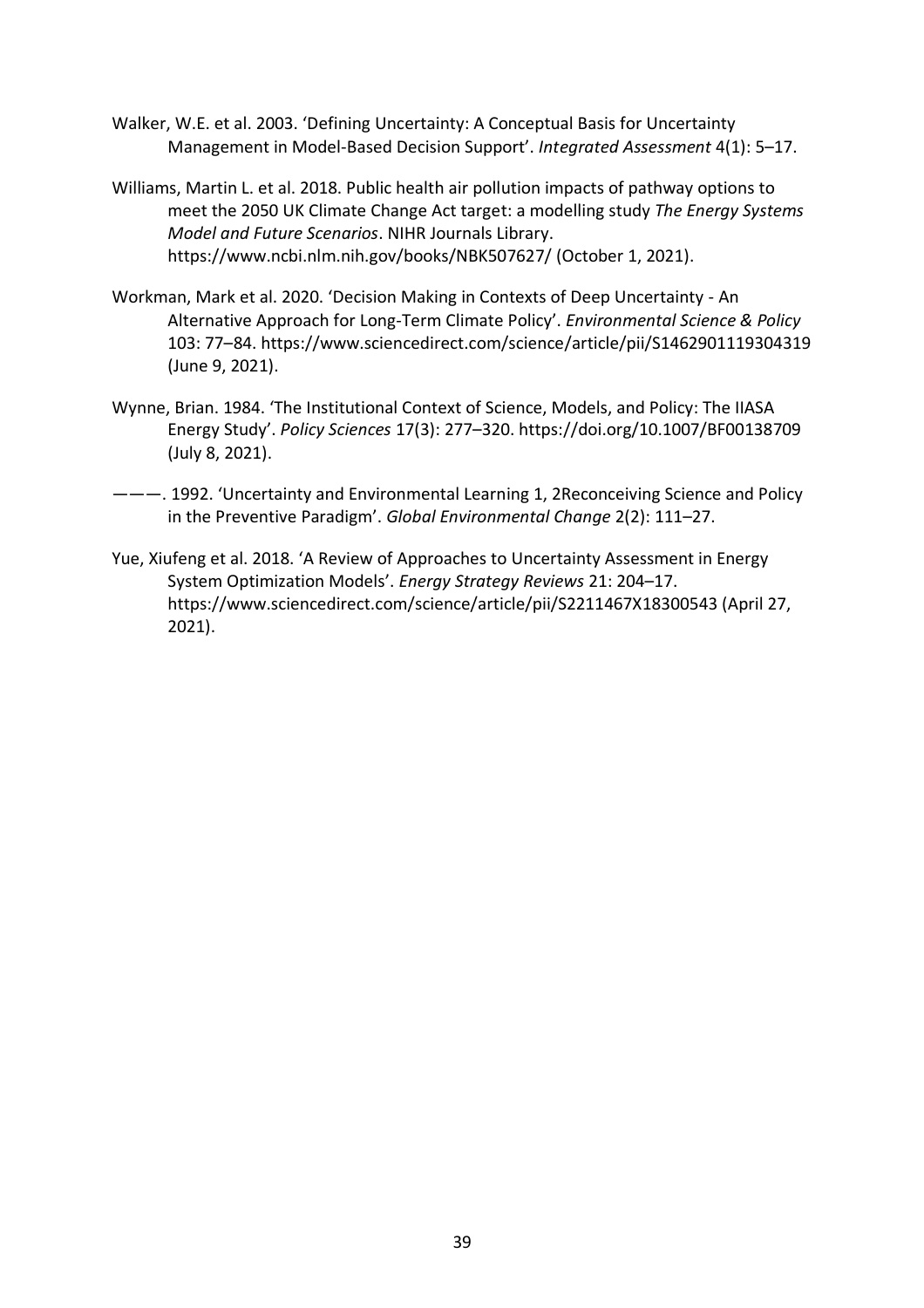Walker, W.E. et al. 2003. 'Defining Uncertainty: A Conceptual Basis for Uncertainty Management in Model-Based Decision Support'. *Integrated Assessment* 4(1): 5–17.

Williams, Martin L. et al. 2018. Public health air pollution impacts of pathway options to meet the 2050 UK Climate Change Act target: a modelling study *The Energy Systems Model and Future Scenarios*. NIHR Journals Library. https://www.ncbi.nlm.nih.gov/books/NBK507627/ (October 1, 2021).

Workman, Mark et al. 2020. 'Decision Making in Contexts of Deep Uncertainty - An Alternative Approach for Long-Term Climate Policy'. *Environmental Science & Policy* 103: 77–84. https://www.sciencedirect.com/science/article/pii/S1462901119304319 (June 9, 2021).

Wynne, Brian. 1984. 'The Institutional Context of Science, Models, and Policy: The IIASA Energy Study'. *Policy Sciences* 17(3): 277–320. https://doi.org/10.1007/BF00138709 (July 8, 2021).

———. 1992. 'Uncertainty and Environmental Learning 1, 2Reconceiving Science and Policy in the Preventive Paradigm'. *Global Environmental Change* 2(2): 111–27.

Yue, Xiufeng et al. 2018. 'A Review of Approaches to Uncertainty Assessment in Energy System Optimization Models'. *Energy Strategy Reviews* 21: 204–17. https://www.sciencedirect.com/science/article/pii/S2211467X18300543 (April 27, 2021).